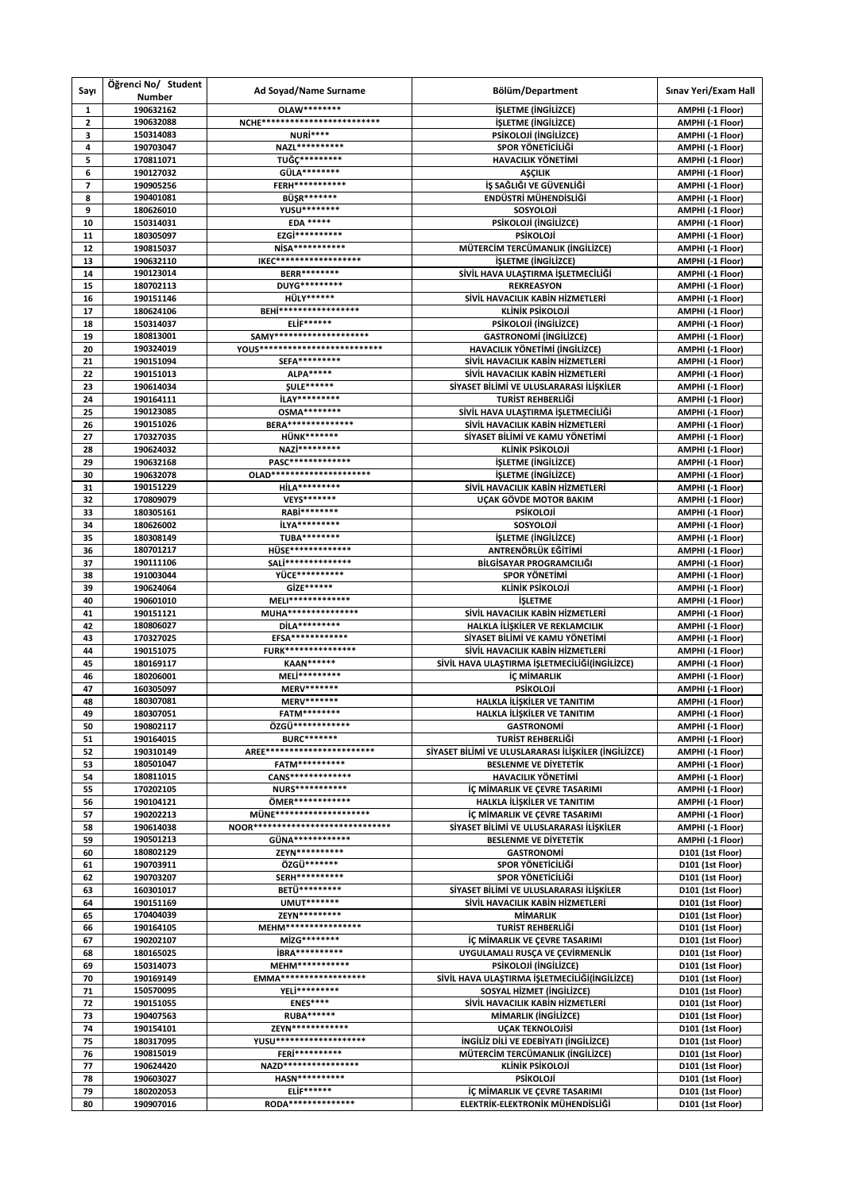| Sayı | Öğrenci No/ Student Number | Ad Soyad/Name Surname | Bölüm/Department | Sınav Yeri/Exam Hall |
| --- | --- | --- | --- | --- |
| 1 | 190632162 | OLAW******** | İŞLETME (İNGİLİZCE) | AMPHI (-1 Floor) |
| 2 | 190632088 | NCHE************************** | İŞLETME (İNGİLİZCE) | AMPHI (-1 Floor) |
| 3 | 150314083 | NURİ**** | PSİKOLOJİ (İNGİLİZCE) | AMPHI (-1 Floor) |
| 4 | 190703047 | NAZL********** | SPOR YÖNETİCİLİĞİ | AMPHI (-1 Floor) |
| 5 | 170811071 | TUĞÇ********* | HAVACILIK YÖNETİMİ | AMPHI (-1 Floor) |
| 6 | 190127032 | GÜLA******** | AŞÇILIK | AMPHI (-1 Floor) |
| 7 | 190905256 | FERH*********** | İŞ SAĞLIĞI VE GÜVENLİĞİ | AMPHI (-1 Floor) |
| 8 | 190401081 | BÜŞR******* | ENDÜSTRİ MÜHENDİSLİĞİ | AMPHI (-1 Floor) |
| 9 | 180626010 | YUSU******** | SOSYOLOJİ | AMPHI (-1 Floor) |
| 10 | 150314031 | EDA ***** | PSİKOLOJİ (İNGİLİZCE) | AMPHI (-1 Floor) |
| 11 | 180305097 | EZGİ********** | PSİKOLOJİ | AMPHI (-1 Floor) |
| 12 | 190815037 | NİSA*********** | MÜTERCİM TERCÜMANLIK (İNGİLİZCE) | AMPHI (-1 Floor) |
| 13 | 190632110 | IKEC******************* | İŞLETME (İNGİLİZCE) | AMPHI (-1 Floor) |
| 14 | 190123014 | BERR******** | SİVİL HAVA ULAŞTIRMA İŞLETMECİLİĞİ | AMPHI (-1 Floor) |
| 15 | 180702113 | DUYG********* | REKREASYON | AMPHI (-1 Floor) |
| 16 | 190151146 | HÜLY****** | SİVİL HAVACILIK KABİN HİZMETLERİ | AMPHI (-1 Floor) |
| 17 | 180624106 | BEHİ***************** | KLİNİK PSİKOLOJİ | AMPHI (-1 Floor) |
| 18 | 150314037 | ELİF****** | PSİKOLOJİ (İNGİLİZCE) | AMPHI (-1 Floor) |
| 19 | 180813001 | SAMY********************* | GASTRONOMİ (İNGİLİZCE) | AMPHI (-1 Floor) |
| 20 | 190324019 | YOUS**************************** | HAVACILIK YÖNETİMİ (İNGİLİZCE) | AMPHI (-1 Floor) |
| 21 | 190151094 | SEFA********* | SİVİL HAVACILIK KABİN HİZMETLERİ | AMPHI (-1 Floor) |
| 22 | 190151013 | ALPA***** | SİVİL HAVACILIK KABİN HİZMETLERİ | AMPHI (-1 Floor) |
| 23 | 190614034 | ŞULE****** | SİYASET BİLİMİ VE ULUSLARARASI İLİŞKİLER | AMPHI (-1 Floor) |
| 24 | 190164111 | İLAY********* | TURİST REHBERLİĞİ | AMPHI (-1 Floor) |
| 25 | 190123085 | OSMA******** | SİVİL HAVA ULAŞTIRMA İŞLETMECİLİĞİ | AMPHI (-1 Floor) |
| 26 | 190151026 | BERA*************** | SİVİL HAVACILIK KABİN HİZMETLERİ | AMPHI (-1 Floor) |
| 27 | 170327035 | HÜNK******* | SİYASET BİLİMİ VE KAMU YÖNETİMİ | AMPHI (-1 Floor) |
| 28 | 190624032 | NAZİ********* | KLİNİK PSİKOLOJİ | AMPHI (-1 Floor) |
| 29 | 190632168 | PASC************** | İŞLETME (İNGİLİZCE) | AMPHI (-1 Floor) |
| 30 | 190632078 | OLAD********************** | İŞLETME (İNGİLİZCE) | AMPHI (-1 Floor) |
| 31 | 190151229 | HİLA********* | SİVİL HAVACILIK KABİN HİZMETLERİ | AMPHI (-1 Floor) |
| 32 | 170809079 | VEYS******* | UÇAK GÖVDE MOTOR BAKIM | AMPHI (-1 Floor) |
| 33 | 180305161 | RABİ******** | PSİKOLOJİ | AMPHI (-1 Floor) |
| 34 | 180626002 | İLYA********* | SOSYOLOJİ | AMPHI (-1 Floor) |
| 35 | 180308149 | TUBA******** | İŞLETME (İNGİLİZCE) | AMPHI (-1 Floor) |
| 36 | 180701217 | HÜSE************** | ANTRENÖRLÜK EĞİTİMİ | AMPHI (-1 Floor) |
| 37 | 190111106 | SALİ*************** | BİLGİSAYAR PROGRAMCILIĞI | AMPHI (-1 Floor) |
| 38 | 191003044 | YÜCE********** | SPOR YÖNETİMİ | AMPHI (-1 Floor) |
| 39 | 190624064 | GİZE****** | KLİNİK PSİKOLOJİ | AMPHI (-1 Floor) |
| 40 | 190601010 | MELI************* | İŞLETME | AMPHI (-1 Floor) |
| 41 | 190151121 | MUHA*************** | SİVİL HAVACILIK KABİN HİZMETLERİ | AMPHI (-1 Floor) |
| 42 | 180806027 | DİLA********* | HALKLA İLİŞKİLER VE REKLAMCILIK | AMPHI (-1 Floor) |
| 43 | 170327025 | EFSA************ | SİYASET BİLİMİ VE KAMU YÖNETİMİ | AMPHI (-1 Floor) |
| 44 | 190151075 | FURK*************** | SİVİL HAVACILIK KABİN HİZMETLERİ | AMPHI (-1 Floor) |
| 45 | 180169117 | KAAN****** | SİVİL HAVA ULAŞTIRMA İŞLETMECİLİĞİ(İNGİLİZCE) | AMPHI (-1 Floor) |
| 46 | 180206001 | MELİ********* | İÇ MİMARLIK | AMPHI (-1 Floor) |
| 47 | 160305097 | MERV******* | PSİKOLOJİ | AMPHI (-1 Floor) |
| 48 | 180307081 | MERV******* | HALKLA İLİŞKİLER VE TANITIM | AMPHI (-1 Floor) |
| 49 | 180307051 | FATM******** | HALKLA İLİŞKİLER VE TANITIM | AMPHI (-1 Floor) |
| 50 | 190802117 | ÖZGÜ************ | GASTRONOMİ | AMPHI (-1 Floor) |
| 51 | 190164015 | BURC******* | TURİST REHBERLİĞİ | AMPHI (-1 Floor) |
| 52 | 190310149 | AREE************************ | SİYASET BİLİMİ VE ULUSLARARASI İLİŞKİLER (İNGİLİZCE) | AMPHI (-1 Floor) |
| 53 | 180501047 | FATM********** | BESLENME VE DİYETETİK | AMPHI (-1 Floor) |
| 54 | 180811015 | CANS************** | HAVACILIK YÖNETİMİ | AMPHI (-1 Floor) |
| 55 | 170202105 | NURS*********** | İÇ MİMARLIK VE ÇEVRE TASARIMI | AMPHI (-1 Floor) |
| 56 | 190104121 | ÖMER************ | HALKLA İLİŞKİLER VE TANITIM | AMPHI (-1 Floor) |
| 57 | 190202213 | MÜNE******************** | İÇ MİMARLIK VE ÇEVRE TASARIMI | AMPHI (-1 Floor) |
| 58 | 190614038 | NOOR****************************** | SİYASET BİLİMİ VE ULUSLARARASI İLİŞKİLER | AMPHI (-1 Floor) |
| 59 | 190501213 | GÜNA************ | BESLENME VE DİYETETİK | AMPHI (-1 Floor) |
| 60 | 180802129 | ZEYN********** | GASTRONOMİ | D101 (1st Floor) |
| 61 | 190703911 | ÖZGÜ******* | SPOR YÖNETİCİLİĞİ | D101 (1st Floor) |
| 62 | 190703207 | SERH********** | SPOR YÖNETİCİLİĞİ | D101 (1st Floor) |
| 63 | 160301017 | BETÜ********* | SİYASET BİLİMİ VE ULUSLARARASI İLİŞKİLER | D101 (1st Floor) |
| 64 | 190151169 | UMUT******* | SİVİL HAVACILIK KABİN HİZMETLERİ | D101 (1st Floor) |
| 65 | 170404039 | ZEYN********* | MİMARLIK | D101 (1st Floor) |
| 66 | 190164105 | MEHM**************** | TURİST REHBERLİĞİ | D101 (1st Floor) |
| 67 | 190202107 | MİZG******** | İÇ MİMARLIK VE ÇEVRE TASARIMI | D101 (1st Floor) |
| 68 | 180165025 | İBRA********** | UYGULAMALI RUSÇA VE ÇEVİRMENLİK | D101 (1st Floor) |
| 69 | 150314073 | MEHM*********** | PSİKOLOJİ (İNGİLİZCE) | D101 (1st Floor) |
| 70 | 190169149 | EMMA****************** | SİVİL HAVA ULAŞTIRMA İŞLETMECİLİĞİ(İNGİLİZCE) | D101 (1st Floor) |
| 71 | 150570095 | YELİ********* | SOSYAL HİZMET (İNGİLİZCE) | D101 (1st Floor) |
| 72 | 190151055 | ENES**** | SİVİL HAVACILIK KABİN HİZMETLERİ | D101 (1st Floor) |
| 73 | 190407563 | RUBA****** | MİMARLIK (İNGİLİZCE) | D101 (1st Floor) |
| 74 | 190154101 | ZEYN************ | UÇAK TEKNOLOJİSİ | D101 (1st Floor) |
| 75 | 180317095 | YUSU******************* | İNGİLİZ DİLİ VE EDEBİYATI (İNGİLİZCE) | D101 (1st Floor) |
| 76 | 190815019 | FERİ********** | MÜTERCİM TERCÜMANLIK (İNGİLİZCE) | D101 (1st Floor) |
| 77 | 190624420 | NAZD**************** | KLİNİK PSİKOLOJİ | D101 (1st Floor) |
| 78 | 190603027 | HASN********** | PSİKOLOJİ | D101 (1st Floor) |
| 79 | 180202053 | ELİF****** | İÇ MİMARLIK VE ÇEVRE TASARIMI | D101 (1st Floor) |
| 80 | 190907016 | RODA************** | ELEKTRİK-ELEKTRONİK MÜHENDİSLİĞİ | D101 (1st Floor) |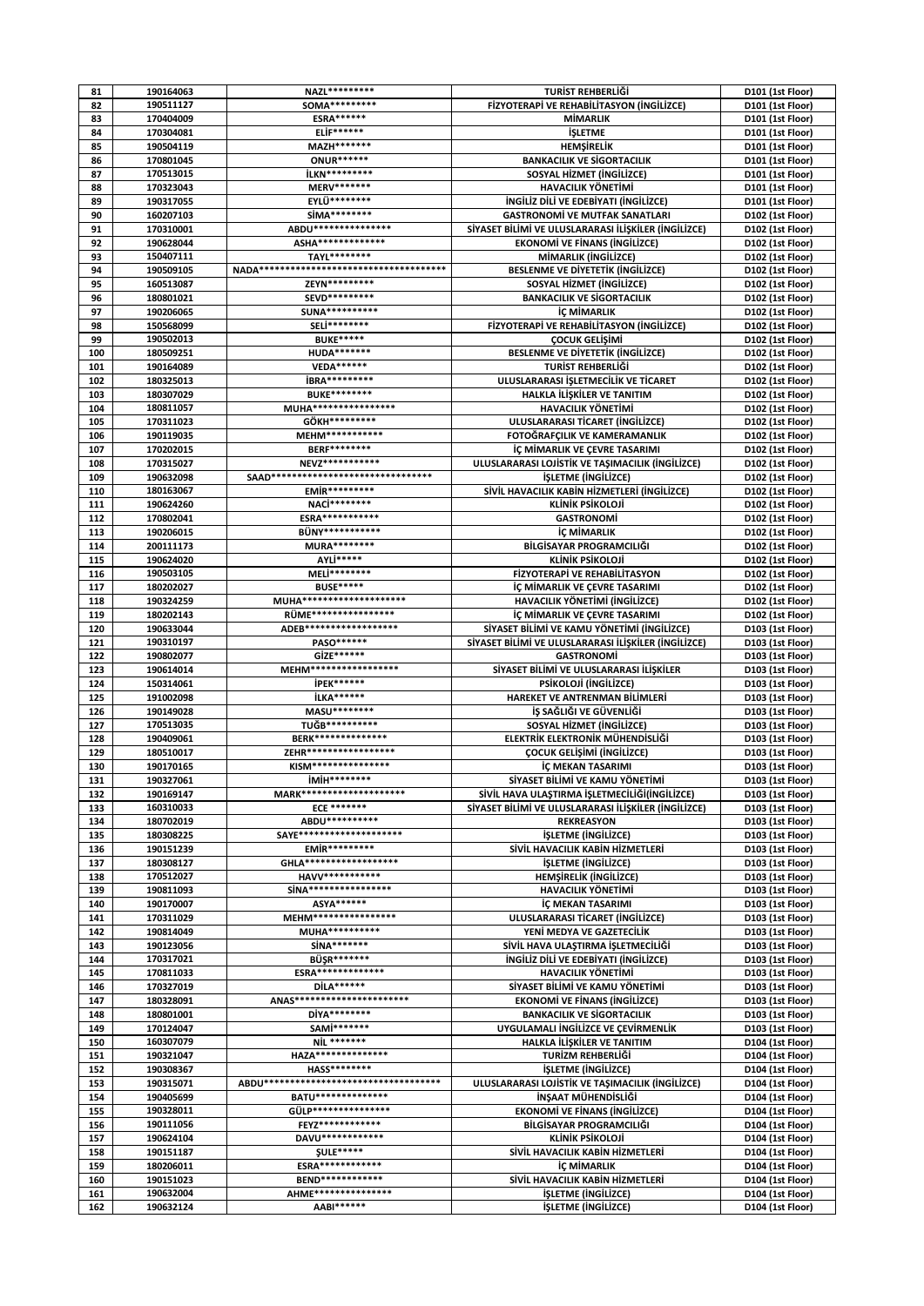| 81 | 190164063 | NAZL********* | TURİST REHBERLİĞİ | D101 (1st Floor) |
|---|---|---|---|---|
| 82 | 190511127 | SOMA********* | FİZYOTERAPİ VE REHABİLİTASYON (İNGİLİZCE) | D101 (1st Floor) |
| 83 | 170404009 | ESRA****** | MİMARLIK | D101 (1st Floor) |
| 84 | 170304081 | ELİF****** | İŞLETME | D101 (1st Floor) |
| 85 | 190504119 | MAZH******* | HEMŞİRELİK | D101 (1st Floor) |
| 86 | 170801045 | ONUR****** | BANKACILIK VE SİGORTACILIK | D101 (1st Floor) |
| 87 | 170513015 | İLKN********* | SOSYAL HİZMET (İNGİLİZCE) | D101 (1st Floor) |
| 88 | 170323043 | MERV******* | HAVACILIK YÖNETİMİ | D101 (1st Floor) |
| 89 | 190317055 | EYLÜ******** | İNGİLİZ DİLİ VE EDEBİYATI (İNGİLİZCE) | D101 (1st Floor) |
| 90 | 160207103 | SİMA******** | GASTRONOMİ VE MUTFAK SANATLARI | D102 (1st Floor) |
| 91 | 170310001 | ABDU**************** | SİYASET BİLİMİ VE ULUSLARARASI İLİŞKİLER (İNGİLİZCE) | D102 (1st Floor) |
| 92 | 190628044 | ASHA************** | EKONOMİ VE FİNANS (İNGİLİZCE) | D102 (1st Floor) |
| 93 | 150407111 | TAYL******** | MİMARLIK (İNGİLİZCE) | D102 (1st Floor) |
| 94 | 190509105 | NADA*************************************** | BESLENME VE DİYETETİK (İNGİLİZCE) | D102 (1st Floor) |
| 95 | 160513087 | ZEYN********* | SOSYAL HİZMET (İNGİLİZCE) | D102 (1st Floor) |
| 96 | 180801021 | SEVD********* | BANKACILIK VE SİGORTACILIK | D102 (1st Floor) |
| 97 | 190206065 | SUNA********** | İÇ MİMARLIK | D102 (1st Floor) |
| 98 | 150568099 | SELİ******** | FİZYOTERAPİ VE REHABİLİTASYON (İNGİLİZCE) | D102 (1st Floor) |
| 99 | 190502013 | BUKE***** | ÇOCUK GELİŞİMİ | D102 (1st Floor) |
| 100 | 180509251 | HUDA******* | BESLENME VE DİYETETİK (İNGİLİZCE) | D102 (1st Floor) |
| 101 | 190164089 | VEDA****** | TURİST REHBERLİĞİ | D102 (1st Floor) |
| 102 | 180325013 | İBRA********* | ULUSLARARASI İŞLETMECİLİK VE TİCARET | D102 (1st Floor) |
| 103 | 180307029 | BUKE******** | HALKLA İLİŞKİLER VE TANITIM | D102 (1st Floor) |
| 104 | 180811057 | MUHA**************** | HAVACILIK YÖNETİMİ | D102 (1st Floor) |
| 105 | 170311023 | GÖKH********* | ULUSLARARASI TİCARET (İNGİLİZCE) | D102 (1st Floor) |
| 106 | 190119035 | MEHM*********** | FOTOĞRAFÇILIK VE KAMERAMANLIK | D102 (1st Floor) |
| 107 | 170202015 | BERF******** | İÇ MİMARLIK VE ÇEVRE TASARIMI | D102 (1st Floor) |
| 108 | 170315027 | NEVZ*********** | ULUSLARARASI LOJİSTİK VE TAŞIMACILIK (İNGİLİZCE) | D102 (1st Floor) |
| 109 | 190632098 | SAAD******************************** | İŞLETME (İNGİLİZCE) | D102 (1st Floor) |
| 110 | 180163067 | EMİR********* | SİVİL HAVACILIK KABİN HİZMETLERİ (İNGİLİZCE) | D102 (1st Floor) |
| 111 | 190624260 | NACİ******** | KLİNİK PSİKOLOJİ | D102 (1st Floor) |
| 112 | 170802041 | ESRA*********** | GASTRONOMİ | D102 (1st Floor) |
| 113 | 190206015 | BÜNY*********** | İÇ MİMARLIK | D102 (1st Floor) |
| 114 | 200111173 | MURA******** | BİLGİSAYAR PROGRAMCILIĞI | D102 (1st Floor) |
| 115 | 190624020 | AYLİ***** | KLİNİK PSİKOLOJİ | D102 (1st Floor) |
| 116 | 190503105 | MELİ******** | FİZYOTERAPİ VE REHABİLİTASYON | D102 (1st Floor) |
| 117 | 180202027 | BUSE***** | İÇ MİMARLIK VE ÇEVRE TASARIMI | D102 (1st Floor) |
| 118 | 190324259 | MUHA********************* | HAVACILIK YÖNETİMİ (İNGİLİZCE) | D102 (1st Floor) |
| 119 | 180202143 | RÜME**************** | İÇ MİMARLIK VE ÇEVRE TASARIMI | D102 (1st Floor) |
| 120 | 190633044 | ADEB****************** | SİYASET BİLİMİ VE KAMU YÖNETİMİ (İNGİLİZCE) | D103 (1st Floor) |
| 121 | 190310197 | PASO****** | SİYASET BİLİMİ VE ULUSLARARASI İLİŞKİLER (İNGİLİZCE) | D103 (1st Floor) |
| 122 | 190802077 | GİZE****** | GASTRONOMİ | D103 (1st Floor) |
| 123 | 190614014 | MEHM***************** | SİYASET BİLİMİ VE ULUSLARARASI İLİŞKİLER | D103 (1st Floor) |
| 124 | 150314061 | İPEK****** | PSİKOLOJİ (İNGİLİZCE) | D103 (1st Floor) |
| 125 | 191002098 | İLKA****** | HAREKET VE ANTRENMAN BİLİMLERİ | D103 (1st Floor) |
| 126 | 190149028 | MASU******** | İŞ SAĞLIĞI VE GÜVENLİĞİ | D103 (1st Floor) |
| 127 | 170513035 | TUĞB********** | SOSYAL HİZMET (İNGİLİZCE) | D103 (1st Floor) |
| 128 | 190409061 | BERK************** | ELEKTRİK ELEKTRONİK MÜHENDİSLİĞİ | D103 (1st Floor) |
| 129 | 180510017 | ZEHR***************** | ÇOCUK GELİŞİMİ (İNGİLİZCE) | D103 (1st Floor) |
| 130 | 190170165 | KISM*************** | İÇ MEKAN TASARIMI | D103 (1st Floor) |
| 131 | 190327061 | İMİH******** | SİYASET BİLİMİ VE KAMU YÖNETİMİ | D103 (1st Floor) |
| 132 | 190169147 | MARK******************** | SİVİL HAVA ULAŞTIRMA İŞLETMECİLİĞİ(İNGİLİZCE) | D103 (1st Floor) |
| 133 | 160310033 | ECE ******* | SİYASET BİLİMİ VE ULUSLARARASI İLİŞKİLER (İNGİLİZCE) | D103 (1st Floor) |
| 134 | 180702019 | ABDU********** | REKREASYON | D103 (1st Floor) |
| 135 | 180308225 | SAYE******************** | İŞLETME (İNGİLİZCE) | D103 (1st Floor) |
| 136 | 190151239 | EMİR********* | SİVİL HAVACILIK KABİN HİZMETLERİ | D103 (1st Floor) |
| 137 | 180308127 | GHLA****************** | İŞLETME (İNGİLİZCE) | D103 (1st Floor) |
| 138 | 170512027 | HAVV*********** | HEMŞİRELİK (İNGİLİZCE) | D103 (1st Floor) |
| 139 | 190811093 | SİNA**************** | HAVACILIK YÖNETİMİ | D103 (1st Floor) |
| 140 | 190170007 | ASYA****** | İÇ MEKAN TASARIMI | D103 (1st Floor) |
| 141 | 170311029 | MEHM**************** | ULUSLARARASI TİCARET (İNGİLİZCE) | D103 (1st Floor) |
| 142 | 190814049 | MUHA********** | YENİ MEDYA VE GAZETECİLİK | D103 (1st Floor) |
| 143 | 190123056 | SİNA******* | SİVİL HAVA ULAŞTIRMA İŞLETMECİLİĞİ | D103 (1st Floor) |
| 144 | 170317021 | BÜŞR******* | İNGİLİZ DİLİ VE EDEBİYATI (İNGİLİZCE) | D103 (1st Floor) |
| 145 | 170811033 | ESRA************* | HAVACILIK YÖNETİMİ | D103 (1st Floor) |
| 146 | 170327019 | DİLA****** | SİYASET BİLİMİ VE KAMU YÖNETİMİ | D103 (1st Floor) |
| 147 | 180328091 | ANAS*********************** | EKONOMİ VE FİNANS (İNGİLİZCE) | D103 (1st Floor) |
| 148 | 180801001 | DİYA******** | BANKACILIK VE SİGORTACILIK | D103 (1st Floor) |
| 149 | 170124047 | SAMİ******* | UYGULAMALI İNGİLİZCE VE ÇEVİRMENLİK | D103 (1st Floor) |
| 150 | 160307079 | NİL ******* | HALKLA İLİŞKİLER VE TANITIM | D104 (1st Floor) |
| 151 | 190321047 | HAZA************** | TURİZM REHBERLİĞİ | D104 (1st Floor) |
| 152 | 190308367 | HASS******** | İŞLETME (İNGİLİZCE) | D104 (1st Floor) |
| 153 | 190315071 | ABDU*********************************** | ULUSLARARASI LOJİSTİK VE TAŞIMACILIK (İNGİLİZCE) | D104 (1st Floor) |
| 154 | 190405699 | BATU************** | İNŞAAT MÜHENDİSLİĞİ | D104 (1st Floor) |
| 155 | 190328011 | GÜLP*************** | EKONOMİ VE FİNANS (İNGİLİZCE) | D104 (1st Floor) |
| 156 | 190111056 | FEYZ************ | BİLGİSAYAR PROGRAMCILIĞI | D104 (1st Floor) |
| 157 | 190624104 | DAVU************ | KLİNİK PSİKOLOJİ | D104 (1st Floor) |
| 158 | 190151187 | ŞULE***** | SİVİL HAVACILIK KABİN HİZMETLERİ | D104 (1st Floor) |
| 159 | 180206011 | ESRA************ | İÇ MİMARLIK | D104 (1st Floor) |
| 160 | 190151023 | BEND************ | SİVİL HAVACILIK KABİN HİZMETLERİ | D104 (1st Floor) |
| 161 | 190632004 | AHME*************** | İŞLETME (İNGİLİZCE) | D104 (1st Floor) |
| 162 | 190632124 | AABI****** | İŞLETME (İNGİLİZCE) | D104 (1st Floor) |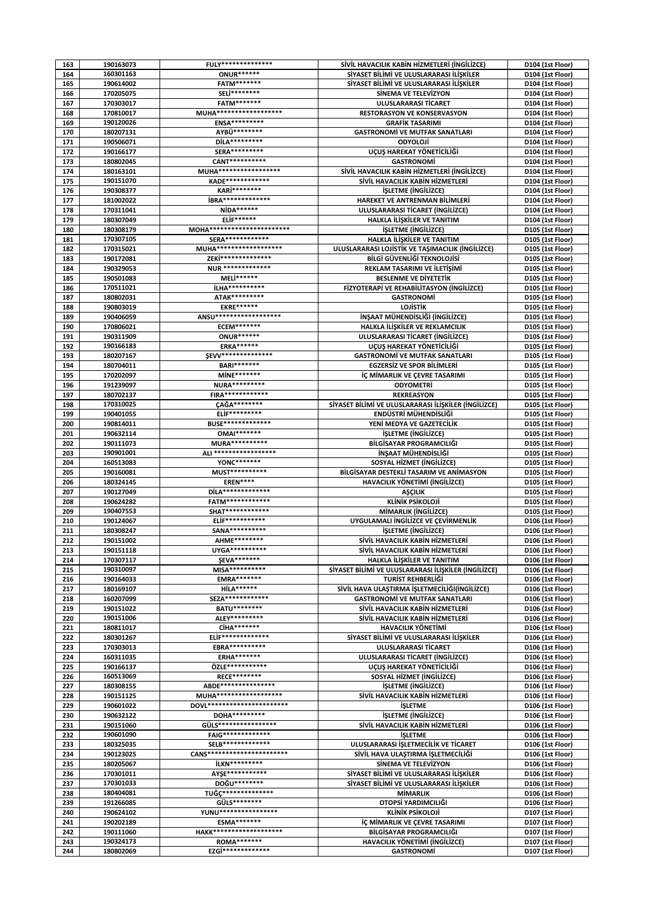| 163 | 190163073 | FULY************** | SİVİL HAVACILIK KABİN HİZMETLERİ (İNGİLİZCE) | D104 (1st Floor) |
|---|---|---|---|---|
| 164 | 160301163 | ONUR****** | SİYASET BİLİMİ VE ULUSLARARASI İLİŞKİLER | D104 (1st Floor) |
| 165 | 190614002 | FATM******* | SİYASET BİLİMİ VE ULUSLARARASI İLİŞKİLER | D104 (1st Floor) |
| 166 | 170205075 | SELİ******** | SİNEMA VE TELEVİZYON | D104 (1st Floor) |
| 167 | 170303017 | FATM******* | ULUSLARARASI TİCARET | D104 (1st Floor) |
| 168 | 170810017 | MUHA****************** | RESTORASYON VE KONSERVASYON | D104 (1st Floor) |
| 169 | 190120026 | ENSA********* | GRAFİK TASARIMI | D104 (1st Floor) |
| 170 | 180207131 | AYBÜ******** | GASTRONOMİ VE MUTFAK SANATLARI | D104 (1st Floor) |
| 171 | 190506071 | DİLA********* | ODYOLOJİ | D104 (1st Floor) |
| 172 | 190166177 | SERA********* | UÇUŞ HAREKAT YÖNETİCİLİĞİ | D104 (1st Floor) |
| 173 | 180802045 | CANT********** | GASTRONOMİ | D104 (1st Floor) |
| 174 | 180163101 | MUHA***************** | SİVİL HAVACILIK KABİN HİZMETLERİ (İNGİLİZCE) | D104 (1st Floor) |
| 175 | 190151070 | KADE************ | SİVİL HAVACILIK KABİN HİZMETLERİ | D104 (1st Floor) |
| 176 | 190308377 | KARİ******** | İŞLETME (İNGİLİZCE) | D104 (1st Floor) |
| 177 | 181002022 | İBRA************** | HAREKET VE ANTRENMAN BİLİMLERİ | D104 (1st Floor) |
| 178 | 170311041 | NİDA****** | ULUSLARARASI TİCARET (İNGİLİZCE) | D104 (1st Floor) |
| 179 | 180307049 | ELİF****** | HALKLA İLİŞKİLER VE TANITIM | D104 (1st Floor) |
| 180 | 180308179 | MOHA*********************** | İŞLETME (İNGİLİZCE) | D105 (1st Floor) |
| 181 | 170307105 | SERA************ | HALKLA İLİŞKİLER VE TANITIM | D105 (1st Floor) |
| 182 | 170315021 | MUHA****************** | ULUSLARARASI LOJİSTİK VE TAŞIMACILIK (İNGİLİZCE) | D105 (1st Floor) |
| 183 | 190172081 | ZEKİ************** | BİLGİ GÜVENLİĞİ TEKNOLOJİSİ | D105 (1st Floor) |
| 184 | 190329053 | NUR ************* | REKLAM TASARIMI VE İLETİŞİMİ | D105 (1st Floor) |
| 185 | 190501083 | MELİ****** | BESLENME VE DİYETETİK | D105 (1st Floor) |
| 186 | 170511021 | İLHA********** | FİZYOTERAPİ VE REHABİLİTASYON (İNGİLİZCE) | D105 (1st Floor) |
| 187 | 180802031 | ATAK********* | GASTRONOMİ | D105 (1st Floor) |
| 188 | 190803019 | EKRE****** | LOJİSTİK | D105 (1st Floor) |
| 189 | 190406059 | ANSU****************** | İNŞAAT MÜHENDİSLİĞİ (İNGİLİZCE) | D105 (1st Floor) |
| 190 | 170806021 | ECEM******* | HALKA İLİŞKİLER VE REKLAMCILIK | D105 (1st Floor) |
| 191 | 190311909 | ONUR****** | ULUSLARARASI TİCARET (İNGİLİZCE) | D105 (1st Floor) |
| 192 | 190166183 | ERKA****** | UÇUŞ HAREKAT YÖNETİCİLİĞİ | D105 (1st Floor) |
| 193 | 180207167 | ŞEVV************** | GASTRONOMİ VE MUTFAK SANATLARI | D105 (1st Floor) |
| 194 | 180704011 | BARI******* | EGZERSİZ VE SPOR BİLİMLERİ | D105 (1st Floor) |
| 195 | 170202097 | MİNE******* | İÇ MİMARLIK VE ÇEVRE TASARIMI | D105 (1st Floor) |
| 196 | 191239097 | NURA********* | ODYOMETRİ | D105 (1st Floor) |
| 197 | 180702137 | FIRA************ | REKREASYON | D105 (1st Floor) |
| 198 | 170310025 | ÇAĞA******** | SİYASET BİLİMİ VE ULUSLARARASI İLİŞKİLER (İNGİLİZCE) | D105 (1st Floor) |
| 199 | 190401055 | ELİF********* | ENDÜSTRİ MÜHENDİSLİĞİ | D105 (1st Floor) |
| 200 | 190814011 | BUSE************* | YENİ MEDYA VE GAZETECİLİK | D105 (1st Floor) |
| 201 | 190632114 | OMAI******* | İŞLETME (İNGİLİZCE) | D105 (1st Floor) |
| 202 | 190111073 | MURA********** | BİLGİSAYAR PROGRAMCILIĞI | D105 (1st Floor) |
| 203 | 190901001 | ALI ****************** | İNŞAAT MÜHENDİSLİĞİ | D105 (1st Floor) |
| 204 | 160513083 | YONC******* | SOSYAL HİZMET (İNGİLİZCE) | D105 (1st Floor) |
| 205 | 190160081 | MUST********** | BİLGİSAYAR DESTEKLİ TASARIM VE ANİMASYON | D105 (1st Floor) |
| 206 | 180324145 | EREN**** | HAVACILIK YÖNETİMİ (İNGİLİZCE) | D105 (1st Floor) |
| 207 | 190127049 | DİLA************* | AŞÇILIK | D105 (1st Floor) |
| 208 | 190624282 | FATM************ | KLİNİK PSİKOLOJİ | D105 (1st Floor) |
| 209 | 190407553 | SHAT************ | MİMARLIK (İNGİLİZCE) | D105 (1st Floor) |
| 210 | 190124067 | ELİF*********** | UYGULAMALI İNGİLİZCE VE ÇEVİRMENLİK | D106 (1st Floor) |
| 211 | 180308247 | SANA********** | İŞLETME (İNGİLİZCE) | D106 (1st Floor) |
| 212 | 190151002 | AHME******** | SİVİL HAVACILIK KABİN HİZMETLERİ | D106 (1st Floor) |
| 213 | 190151118 | UYGA********** | SİVİL HAVACILIK KABİN HİZMETLERİ | D106 (1st Floor) |
| 214 | 170307117 | ŞEVA******* | HALKLA İLİŞKİLER VE TANITIM | D106 (1st Floor) |
| 215 | 190310097 | MISA********** | SİYASET BİLİMİ VE ULUSLARARASI İLİŞKİLER (İNGİLİZCE) | D106 (1st Floor) |
| 216 | 190164033 | EMRA******* | TURİST REHBERLİĞİ | D106 (1st Floor) |
| 217 | 180169107 | HİLA****** | SİVİL HAVA ULAŞTIRMA İŞLETMECİLİĞİ(İNGİLİZCE) | D106 (1st Floor) |
| 218 | 160207099 | SEZA************ | GASTRONOMİ VE MUTFAK SANATLARI | D106 (1st Floor) |
| 219 | 190151022 | BATU******** | SİVİL HAVACILIK KABİN HİZMETLERİ | D106 (1st Floor) |
| 220 | 190151006 | ALEY********* | SİVİL HAVACILIK KABİN HİZMETLERİ | D106 (1st Floor) |
| 221 | 180811017 | CİHA******* | HAVACILIK YÖNETİMİ | D106 (1st Floor) |
| 222 | 180301267 | ELİF************** | SİYASET BİLİMİ VE ULUSLARARASI İLİŞKİLER | D106 (1st Floor) |
| 223 | 170303013 | EBRA********** | ULUSLARARASI TİCARET | D106 (1st Floor) |
| 224 | 160311035 | ERHA******* | ULUSLARARASI TİCARET (İNGİLİZCE) | D106 (1st Floor) |
| 225 | 190166137 | ÖZLE*********** | UÇUŞ HAREKAT YÖNETİCİLİĞİ | D106 (1st Floor) |
| 226 | 160513069 | RECE******** | SOSYAL HİZMET (İNGİLİZCE) | D106 (1st Floor) |
| 227 | 180308155 | ABDE**************** | İŞLETME (İNGİLİZCE) | D106 (1st Floor) |
| 228 | 190151125 | MUHA****************** | SİVİL HAVACILIK KABİN HİZMETLERİ | D106 (1st Floor) |
| 229 | 190601022 | DOVL*********************** | İŞLETME | D106 (1st Floor) |
| 230 | 190632122 | DOHA********* | İŞLETME (İNGİLİZCE) | D106 (1st Floor) |
| 231 | 190151060 | GÜLS**************** | SİVİL HAVACILIK KABİN HİZMETLERİ | D106 (1st Floor) |
| 232 | 190601090 | FAIG************* | İŞLETME | D106 (1st Floor) |
| 233 | 180325035 | SELB************** | ULUSLARARASI İŞLETMECİLİK VE TİCARET | D106 (1st Floor) |
| 234 | 190123025 | CANS************************ | SİVİL HAVA ULAŞTIRMA İŞLETMECİLİĞİ | D106 (1st Floor) |
| 235 | 180205067 | İLKN********* | SİNEMA VE TELEVİZYON | D106 (1st Floor) |
| 236 | 170301011 | AYŞE*********** | SİYASET BİLİMİ VE ULUSLARARASI İLİŞKİLER | D106 (1st Floor) |
| 237 | 170301033 | DOĞU******** | SİYASET BİLİMİ VE ULUSLARARASI İLİŞKİLER | D106 (1st Floor) |
| 238 | 180404081 | TUĞÇ************** | MİMARLIK | D106 (1st Floor) |
| 239 | 191266085 | GÜLS******** | OTOPSİ YARDIMCILIĞI | D106 (1st Floor) |
| 240 | 190624102 | YUNU**************** | KLİNİK PSİKOLOJİ | D107 (1st Floor) |
| 241 | 190202189 | ESMA******* | İÇ MİMARLIK VE ÇEVRE TASARIMI | D107 (1st Floor) |
| 242 | 190111060 | HAKK******************* | BİLGİSAYAR PROGRAMCILIĞI | D107 (1st Floor) |
| 243 | 190324173 | ROMA******* | HAVACILIK YÖNETİMİ (İNGİLİZCE) | D107 (1st Floor) |
| 244 | 180802069 | EZGİ************* | GASTRONOMİ | D107 (1st Floor) |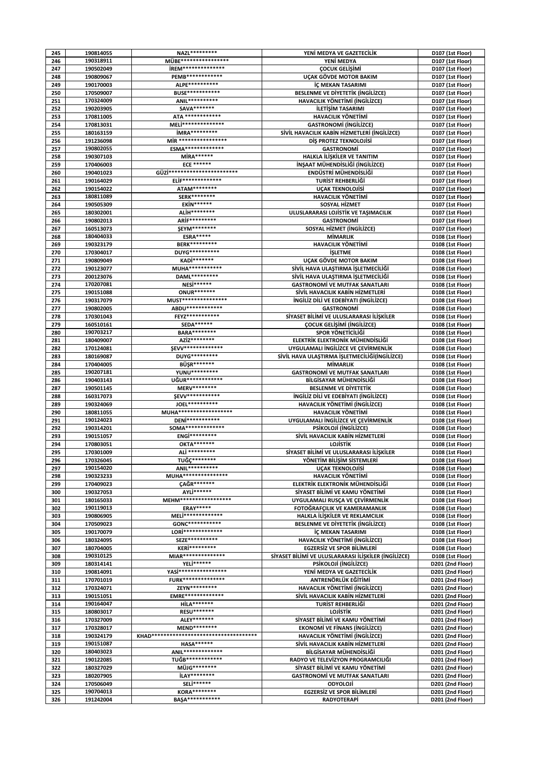| 245 | 190814055 | NAZL********* | YENİ MEDYA VE GAZETECİLİK | D107 (1st Floor) |
|---|---|---|---|---|
| 246 | 190318911 | MÜBE***************** | YENİ MEDYA | D107 (1st Floor) |
| 247 | 190502049 | İREM************** | ÇOCUK GELİŞİMİ | D107 (1st Floor) |
| 248 | 190809067 | PEMB************* | UÇAK GÖVDE MOTOR BAKIM | D107 (1st Floor) |
| 249 | 190170003 | ALPE*********** | İÇ MEKAN TASARIMI | D107 (1st Floor) |
| 250 | 170509007 | BUSE*********** | BESLENME VE DİYETETİK (İNGİLİZCE) | D107 (1st Floor) |
| 251 | 170324009 | ANIL********** | HAVACILIK YÖNETİMİ (İNGİLİZCE) | D107 (1st Floor) |
| 252 | 190203905 | SAVA******* | İLETİŞİM TASARIMI | D107 (1st Floor) |
| 253 | 170811005 | ATA ************ | HAVACILIK YÖNETİMİ | D107 (1st Floor) |
| 254 | 170813031 | MELİ************** | GASTRONOMİ (İNGİLİZCE) | D107 (1st Floor) |
| 255 | 180163159 | İMRA********* | SİVİL HAVACILIK KABİN HİZMETLERİ (İNGİLİZCE) | D107 (1st Floor) |
| 256 | 191236098 | MİR **************** | DİŞ PROTEZ TEKNOLOJİSİ | D107 (1st Floor) |
| 257 | 190802055 | ESMA************** | GASTRONOMİ | D107 (1st Floor) |
| 258 | 190307103 | MİRA****** | HALKLA İLİŞKİLER VE TANITIM | D107 (1st Floor) |
| 259 | 170406003 | ECE ****** | İNŞAAT MÜHENDİSLİĞİ (İNGİLİZCE) | D107 (1st Floor) |
| 260 | 190401023 | GÜZİ*********************** | ENDÜSTRİ MÜHENDİSLİĞİ | D107 (1st Floor) |
| 261 | 190164029 | ELİF************* | TURİST REHBERLİĞİ | D107 (1st Floor) |
| 262 | 190154022 | ATAM********* | UÇAK TEKNOLOJİSİ | D107 (1st Floor) |
| 263 | 180811089 | SERK******** | HAVACILIK YÖNETİMİ | D107 (1st Floor) |
| 264 | 190505309 | EKİN****** | SOSYAL HİZMET | D107 (1st Floor) |
| 265 | 180302001 | ALİH******** | ULUSLARARASI LOJİSTİK VE TAŞIMACILIK | D107 (1st Floor) |
| 266 | 190802013 | ARİF********* | GASTRONOMİ | D107 (1st Floor) |
| 267 | 160513073 | ŞEYM******** | SOSYAL HİZMET (İNGİLİZCE) | D107 (1st Floor) |
| 268 | 180404033 | ESRA***** | MİMARLIK | D108 (1st Floor) |
| 269 | 190323179 | BERK********* | HAVACILIK YÖNETİMİ | D108 (1st Floor) |
| 270 | 170304017 | DUYG********** | İŞLETME | D108 (1st Floor) |
| 271 | 190809049 | KADİ******* | UÇAK GÖVDE MOTOR BAKIM | D108 (1st Floor) |
| 272 | 190123077 | MUHA*********** | SİVİL HAVA ULAŞTIRMA İŞLETMECİLİĞİ | D108 (1st Floor) |
| 273 | 200123076 | DAML********* | SİVİL HAVA ULAŞTIRMA İŞLETMECİLİĞİ | D108 (1st Floor) |
| 274 | 170207081 | NESİ****** | GASTRONOMİ VE MUTFAK SANATLARI | D108 (1st Floor) |
| 275 | 190151088 | ONUR******* | SİVİL HAVACILIK KABİN HİZMETLERİ | D108 (1st Floor) |
| 276 | 190317079 | MUST*************** | İNGİLİZ DİLİ VE EDEBİYATI (İNGİLİZCE) | D108 (1st Floor) |
| 277 | 190802005 | ABDU************* | GASTRONOMİ | D108 (1st Floor) |
| 278 | 170301043 | FEYZ*********** | SİYASET BİLİMİ VE ULUSLARARASI İLİŞKİLER | D108 (1st Floor) |
| 279 | 160510161 | SEDA****** | ÇOCUK GELİŞİMİ (İNGİLİZCE) | D108 (1st Floor) |
| 280 | 190703217 | BARA******** | SPOR YÖNETİCİLİĞİ | D108 (1st Floor) |
| 281 | 180409007 | AZİZ******** | ELEKTRİK ELEKTRONİK MÜHENDİSLİĞİ | D108 (1st Floor) |
| 282 | 170124081 | ŞEVV************* | UYGULAMALI İNGİLİZCE VE ÇEVİRMENLİK | D108 (1st Floor) |
| 283 | 180169087 | DUYG********* | SİVİL HAVA ULAŞTIRMA İŞLETMECİLİĞİ(İNGİLİZCE) | D108 (1st Floor) |
| 284 | 170404005 | BÜŞR******* | MİMARLIK | D108 (1st Floor) |
| 285 | 190207181 | YUNU********* | GASTRONOMİ VE MUTFAK SANATLARI | D108 (1st Floor) |
| 286 | 190403143 | UĞUR************ | BİLGİSAYAR MÜHENDİSLİĞİ | D108 (1st Floor) |
| 287 | 190501145 | MERV******** | BESLENME VE DİYETETİK | D108 (1st Floor) |
| 288 | 160317073 | ŞEVV*********** | İNGİLİZ DİLİ VE EDEBİYATI (İNGİLİZCE) | D108 (1st Floor) |
| 289 | 190324069 | JOEL********** | HAVACILIK YÖNETİMİ (İNGİLİZCE) | D108 (1st Floor) |
| 290 | 180811055 | MUHA****************** | HAVACILIK YÖNETİMİ | D108 (1st Floor) |
| 291 | 190124023 | DENİ*********** | UYGULAMALI İNGİLİZCE VE ÇEVİRMENLİK | D108 (1st Floor) |
| 292 | 190314201 | SOMA************* | PSİKOLOJİ (İNGİLİZCE) | D108 (1st Floor) |
| 293 | 190151057 | ENGİ********* | SİVİL HAVACILIK KABİN HİZMETLERİ | D108 (1st Floor) |
| 294 | 180803051 | OKTA******* | LOJİSTİK | D108 (1st Floor) |
| 295 | 170301009 | ALİ ********* | SİYASET BİLİMİ VE ULUSLARARASI İLİŞKİLER | D108 (1st Floor) |
| 296 | 170326045 | TUĞÇ******** | YÖNETİM BİLİŞİM SİSTEMLERİ | D108 (1st Floor) |
| 297 | 190154020 | ANIL********** | UÇAK TEKNOLOJİSİ | D108 (1st Floor) |
| 298 | 190323233 | MUHA*************** | HAVACILIK YÖNETİMİ | D108 (1st Floor) |
| 299 | 170409023 | ÇAĞR******* | ELEKTRİK ELEKTRONİK MÜHENDİSLİĞİ | D108 (1st Floor) |
| 300 | 190327053 | AYLİ****** | SİYASET BİLİMİ VE KAMU YÖNETİMİ | D108 (1st Floor) |
| 301 | 180165033 | MEHM***************** | UYGULAMALI RUSÇA VE ÇEVİRMENLİK | D108 (1st Floor) |
| 302 | 190119013 | ERAY***** | FOTOĞRAFÇILIK VE KAMERAMANLIK | D108 (1st Floor) |
| 303 | 190806905 | MELİ************* | HALKLA İLİŞKİLER VE REKLAMCILIK | D108 (1st Floor) |
| 304 | 170509023 | GONC*********** | BESLENME VE DİYETETİK (İNGİLİZCE) | D108 (1st Floor) |
| 305 | 190170079 | LORİ************* | İÇ MEKAN TASARIMI | D108 (1st Floor) |
| 306 | 180324095 | SEZE********** | HAVACILIK YÖNETİMİ (İNGİLİZCE) | D108 (1st Floor) |
| 307 | 180704005 | KERİ********* | EGZERSİZ VE SPOR BİLİMLERİ | D108 (1st Floor) |
| 308 | 190310125 | MIAR*************** | SİYASET BİLİMİ VE ULUSLARARASI İLİŞKİLER (İNGİLİZCE) | D108 (1st Floor) |
| 309 | 180314141 | YELİ****** | PSİKOLOJİ (İNGİLİZCE) | D201 (2nd Floor) |
| 310 | 190814091 | YASİ**************** | YENİ MEDYA VE GAZETECİLİK | D201 (2nd Floor) |
| 311 | 170701019 | FURK************** | ANTRENÖRLÜK EĞİTİMİ | D201 (2nd Floor) |
| 312 | 170324071 | ZEYN********* | HAVACILIK YÖNETİMİ (İNGİLİZCE) | D201 (2nd Floor) |
| 313 | 190151051 | EMRE************* | SİVİL HAVACILIK KABİN HİZMETLERİ | D201 (2nd Floor) |
| 314 | 190164047 | HİLA******* | TURİST REHBERLİĞİ | D201 (2nd Floor) |
| 315 | 180803017 | RESU******* | LOJİSTİK | D201 (2nd Floor) |
| 316 | 170327009 | ALEY******* | SİYASET BİLİMİ VE KAMU YÖNETİMİ | D201 (2nd Floor) |
| 317 | 170328017 | MEND******** | EKONOMİ VE FİNANS (İNGİLİZCE) | D201 (2nd Floor) |
| 318 | 190324179 | KHAD************************************* | HAVACILIK YÖNETİMİ (İNGİLİZCE) | D201 (2nd Floor) |
| 319 | 190151087 | HASA****** | SİVİL HAVACILIK KABİN HİZMETLERİ | D201 (2nd Floor) |
| 320 | 180403023 | ANIL************* | BİLGİSAYAR MÜHENDİSLİĞİ | D201 (2nd Floor) |
| 321 | 190122085 | TUĞB************ | RADYO VE TELEVİZYON PROGRAMCILIĞI | D201 (2nd Floor) |
| 322 | 180327029 | MÜJG******** | SİYASET BİLİMİ VE KAMU YÖNETİMİ | D201 (2nd Floor) |
| 323 | 180207905 | İLAY******** | GASTRONOMİ VE MUTFAK SANATLARI | D201 (2nd Floor) |
| 324 | 170506049 | SELİ****** | ODYOLOJİ | D201 (2nd Floor) |
| 325 | 190704013 | KORA******** | EGZERSİZ VE SPOR BİLİMLERİ | D201 (2nd Floor) |
| 326 | 191242004 | BAŞA*********** | RADYOTERAPİ | D201 (2nd Floor) |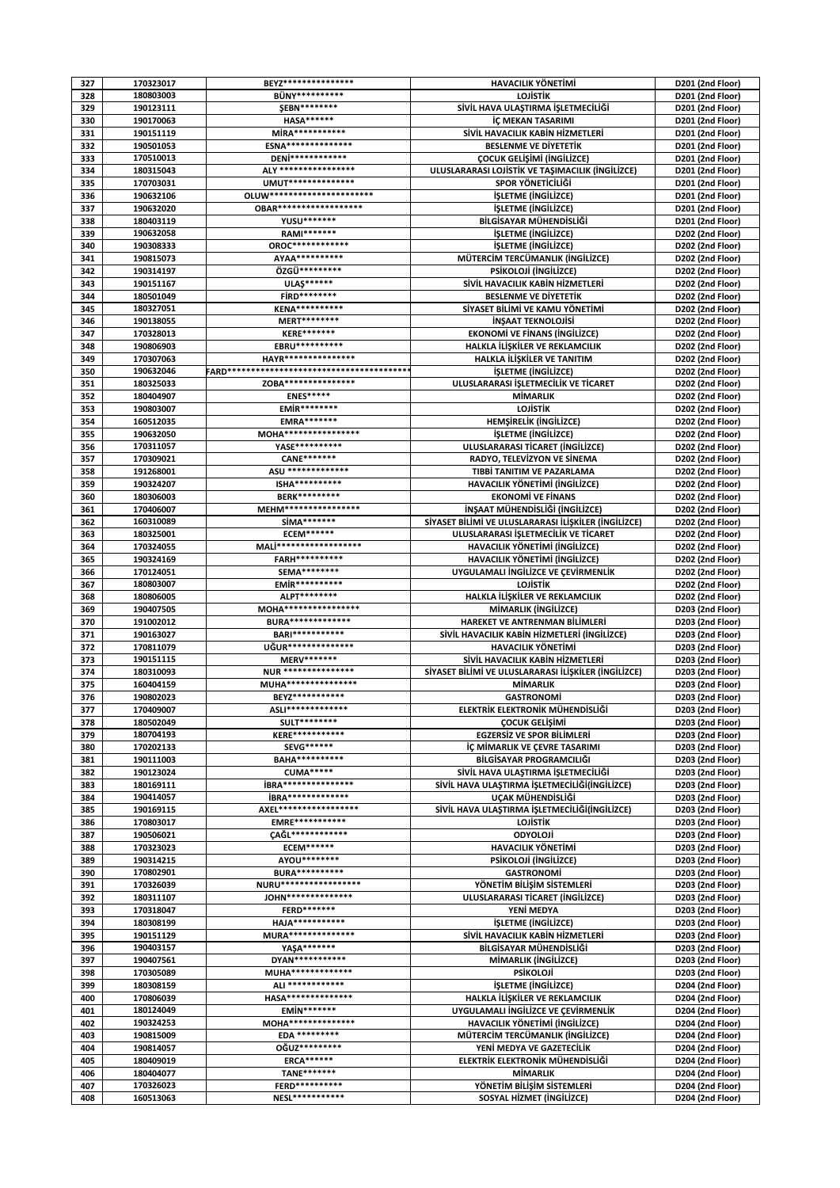| 327 | 170323017 | BEYZ*************** | HAVACILIK YÖNETİMİ | D201 (2nd Floor) |
|---|---|---|---|---|
| 328 | 180803003 | BÜNY********** | LOJİSTİK | D201 (2nd Floor) |
| 329 | 190123111 | ŞEBN******** | SİVİL HAVA ULAŞTIRMA İŞLETMECİLİĞİ | D201 (2nd Floor) |
| 330 | 190170063 | HASA****** | İÇ MEKAN TASARIMI | D201 (2nd Floor) |
| 331 | 190151119 | MİRA*********** | SİVİL HAVACILIK KABİN HİZMETLERİ | D201 (2nd Floor) |
| 332 | 190501053 | ESNA************** | BESLENME VE DİYETETİK | D201 (2nd Floor) |
| 333 | 170510013 | DENİ************ | ÇOCUK GELİŞİMİ (İNGİLİZCE) | D201 (2nd Floor) |
| 334 | 180315043 | ALY **************** | ULUSLARARASI LOJİSTİK VE TAŞIMACILIK (İNGİLİZCE) | D201 (2nd Floor) |
| 335 | 170703031 | UMUT************** | SPOR YÖNETİCİLİĞİ | D201 (2nd Floor) |
| 336 | 190632106 | OLUW*********************** | İŞLETME (İNGİLİZCE) | D201 (2nd Floor) |
| 337 | 190632020 | OBAR****************** | İŞLETME (İNGİLİZCE) | D201 (2nd Floor) |
| 338 | 180403119 | YUSU******* | BİLGİSAYAR MÜHENDİSLİĞİ | D201 (2nd Floor) |
| 339 | 190632058 | RAMI******* | İŞLETME (İNGİLİZCE) | D202 (2nd Floor) |
| 340 | 190308333 | OROC************ | İŞLETME (İNGİLİZCE) | D202 (2nd Floor) |
| 341 | 190815073 | AYAA********** | MÜTERCİM TERCÜMANLIK (İNGİLİZCE) | D202 (2nd Floor) |
| 342 | 190314197 | ÖZGÜ********* | PSİKOLOJİ (İNGİLİZCE) | D202 (2nd Floor) |
| 343 | 190151167 | ULAŞ****** | SİVİL HAVACILIK KABİN HİZMETLERİ | D202 (2nd Floor) |
| 344 | 180501049 | FİRD******** | BESLENME VE DİYETETİK | D202 (2nd Floor) |
| 345 | 180327051 | KENA********** | SİYASET BİLİMİ VE KAMU YÖNETİMİ | D202 (2nd Floor) |
| 346 | 190138055 | MERT******** | İNŞAAT TEKNOLOJİSİ | D202 (2nd Floor) |
| 347 | 170328013 | KERE******* | EKONOMİ VE FİNANS (İNGİLİZCE) | D202 (2nd Floor) |
| 348 | 190806903 | EBRU********** | HALKLA İLİŞKİLER VE REKLAMCILIK | D202 (2nd Floor) |
| 349 | 170307063 | HAYR*************** | HALKLA İLİŞKİLER VE TANITIM | D202 (2nd Floor) |
| 350 | 190632046 | FARD****************************************** | İŞLETME (İNGİLİZCE) | D202 (2nd Floor) |
| 351 | 180325033 | ZOBA*************** | ULUSLARARASI İŞLETMECİLİK VE TİCARET | D202 (2nd Floor) |
| 352 | 180404907 | ENES***** | MİMARLIK | D202 (2nd Floor) |
| 353 | 190803007 | EMİR******** | LOJİSTİK | D202 (2nd Floor) |
| 354 | 160512035 | EMRA******* | HEMŞİRELİK (İNGİLİZCE) | D202 (2nd Floor) |
| 355 | 190632050 | MOHA**************** | İŞLETME (İNGİLİZCE) | D202 (2nd Floor) |
| 356 | 170311057 | YASE********** | ULUSLARARASI TİCARET (İNGİLİZCE) | D202 (2nd Floor) |
| 357 | 170309021 | CANE******* | RADYO, TELEVİZYON VE SİNEMA | D202 (2nd Floor) |
| 358 | 191268001 | ASU ************* | TIBBİ TANITIM VE PAZARLAMA | D202 (2nd Floor) |
| 359 | 190324207 | ISHA********** | HAVACILIK YÖNETİMİ (İNGİLİZCE) | D202 (2nd Floor) |
| 360 | 180306003 | BERK********* | EKONOMİ VE FİNANS | D202 (2nd Floor) |
| 361 | 170406007 | MEHM**************** | İNŞAAT MÜHENDİSLİĞİ (İNGİLİZCE) | D202 (2nd Floor) |
| 362 | 160310089 | SİMA******* | SİYASET BİLİMİ VE ULUSLARARASI İLİŞKİLER (İNGİLİZCE) | D202 (2nd Floor) |
| 363 | 180325001 | ECEM****** | ULUSLARARASI İŞLETMECİLİK VE TİCARET | D202 (2nd Floor) |
| 364 | 170324055 | MALİ****************** | HAVACILIK YÖNETİMİ (İNGİLİZCE) | D202 (2nd Floor) |
| 365 | 190324169 | FARH********** | HAVACILIK YÖNETİMİ (İNGİLİZCE) | D202 (2nd Floor) |
| 366 | 170124051 | SEMA******** | UYGULAMALI İNGİLİZCE VE ÇEVİRMENLİK | D202 (2nd Floor) |
| 367 | 180803007 | EMİR********** | LOJİSTİK | D202 (2nd Floor) |
| 368 | 180806005 | ALPT******** | HALKLA İLİŞKİLER VE REKLAMCILIK | D202 (2nd Floor) |
| 369 | 190407505 | MOHA**************** | MİMARLIK (İNGİLİZCE) | D203 (2nd Floor) |
| 370 | 191002012 | BURA************* | HAREKET VE ANTRENMAN BİLİMLERİ | D203 (2nd Floor) |
| 371 | 190163027 | BARI*********** | SİVİL HAVACILIK KABİN HİZMETLERİ (İNGİLİZCE) | D203 (2nd Floor) |
| 372 | 170811079 | UĞUR************** | HAVACILIK YÖNETİMİ | D203 (2nd Floor) |
| 373 | 190151115 | MERV******* | SİVİL HAVACILIK KABİN HİZMETLERİ | D203 (2nd Floor) |
| 374 | 180310093 | NUR *************** | SİYASET BİLİMİ VE ULUSLARARASI İLİŞKİLER (İNGİLİZCE) | D203 (2nd Floor) |
| 375 | 160404159 | MUHA*************** | MİMARLIK | D203 (2nd Floor) |
| 376 | 190802023 | BEYZ*********** | GASTRONOMİ | D203 (2nd Floor) |
| 377 | 170409007 | ASLI************* | ELEKTRİK ELEKTRONİK MÜHENDİSLİĞİ | D203 (2nd Floor) |
| 378 | 180502049 | SULT******** | ÇOCUK GELİŞİMİ | D203 (2nd Floor) |
| 379 | 180704193 | KERE*********** | EGZERSİZ VE SPOR BİLİMLERİ | D203 (2nd Floor) |
| 380 | 170202133 | SEVG****** | İÇ MİMARLIK VE ÇEVRE TASARIMI | D203 (2nd Floor) |
| 381 | 190111003 | BAHA********** | BİLGİSAYAR PROGRAMCILIĞI | D203 (2nd Floor) |
| 382 | 190123024 | CUMA***** | SİVİL HAVA ULAŞTIRMA İŞLETMECİLİĞİ | D203 (2nd Floor) |
| 383 | 180169111 | İBRA*************** | SİVİL HAVA ULAŞTIRMA İŞLETMECİLİĞİ(İNGİLİZCE) | D203 (2nd Floor) |
| 384 | 190414057 | İBRA************* | UÇAK MÜHENDİSLİĞİ | D203 (2nd Floor) |
| 385 | 190169115 | AXEL***************** | SİVİL HAVA ULAŞTIRMA İŞLETMECİLİĞİ(İNGİLİZCE) | D203 (2nd Floor) |
| 386 | 170803017 | EMRE*********** | LOJİSTİK | D203 (2nd Floor) |
| 387 | 190506021 | ÇAĞL************ | ODYOLOJİ | D203 (2nd Floor) |
| 388 | 170323023 | ECEM****** | HAVACILIK YÖNETİMİ | D203 (2nd Floor) |
| 389 | 190314215 | AYOU******** | PSİKOLOJİ (İNGİLİZCE) | D203 (2nd Floor) |
| 390 | 170802901 | BURA********** | GASTRONOMİ | D203 (2nd Floor) |
| 391 | 170326039 | NURU***************** | YÖNETİM BİLİŞİM SİSTEMLERİ | D203 (2nd Floor) |
| 392 | 180311107 | JOHN*************** | ULUSLARARASI TİCARET (İNGİLİZCE) | D203 (2nd Floor) |
| 393 | 170318047 | FERD******* | YENİ MEDYA | D203 (2nd Floor) |
| 394 | 180308199 | HAJA*********** | İŞLETME (İNGİLİZCE) | D203 (2nd Floor) |
| 395 | 190151129 | MURA************** | SİVİL HAVACILIK KABİN HİZMETLERİ | D203 (2nd Floor) |
| 396 | 190403157 | YAŞA******* | BİLGİSAYAR MÜHENDİSLİĞİ | D203 (2nd Floor) |
| 397 | 190407561 | DYAN*********** | MİMARLIK (İNGİLİZCE) | D203 (2nd Floor) |
| 398 | 170305089 | MUHA************* | PSİKOLOJİ | D203 (2nd Floor) |
| 399 | 180308159 | ALI ************ | İŞLETME (İNGİLİZCE) | D204 (2nd Floor) |
| 400 | 170806039 | HASA************** | HALKLA İLİŞKİLER VE REKLAMCILIK | D204 (2nd Floor) |
| 401 | 180124049 | EMİN******* | UYGULAMALI İNGİLİZCE VE ÇEVİRMENLİK | D204 (2nd Floor) |
| 402 | 190324253 | MOHA************** | HAVACILIK YÖNETİMİ (İNGİLİZCE) | D204 (2nd Floor) |
| 403 | 190815009 | EDA ********* | MÜTERCİM TERCÜMANLIK (İNGİLİZCE) | D204 (2nd Floor) |
| 404 | 190814057 | OĞUZ********* | YENİ MEDYA VE GAZETECİLİK | D204 (2nd Floor) |
| 405 | 180409019 | ERCA****** | ELEKTRİK ELEKTRONİK MÜHENDİSLİĞİ | D204 (2nd Floor) |
| 406 | 180404077 | TANE******* | MİMARLIK | D204 (2nd Floor) |
| 407 | 170326023 | FERD********** | YÖNETİM BİLİŞİM SİSTEMLERİ | D204 (2nd Floor) |
| 408 | 160513063 | NESL*********** | SOSYAL HİZMET (İNGİLİZCE) | D204 (2nd Floor) |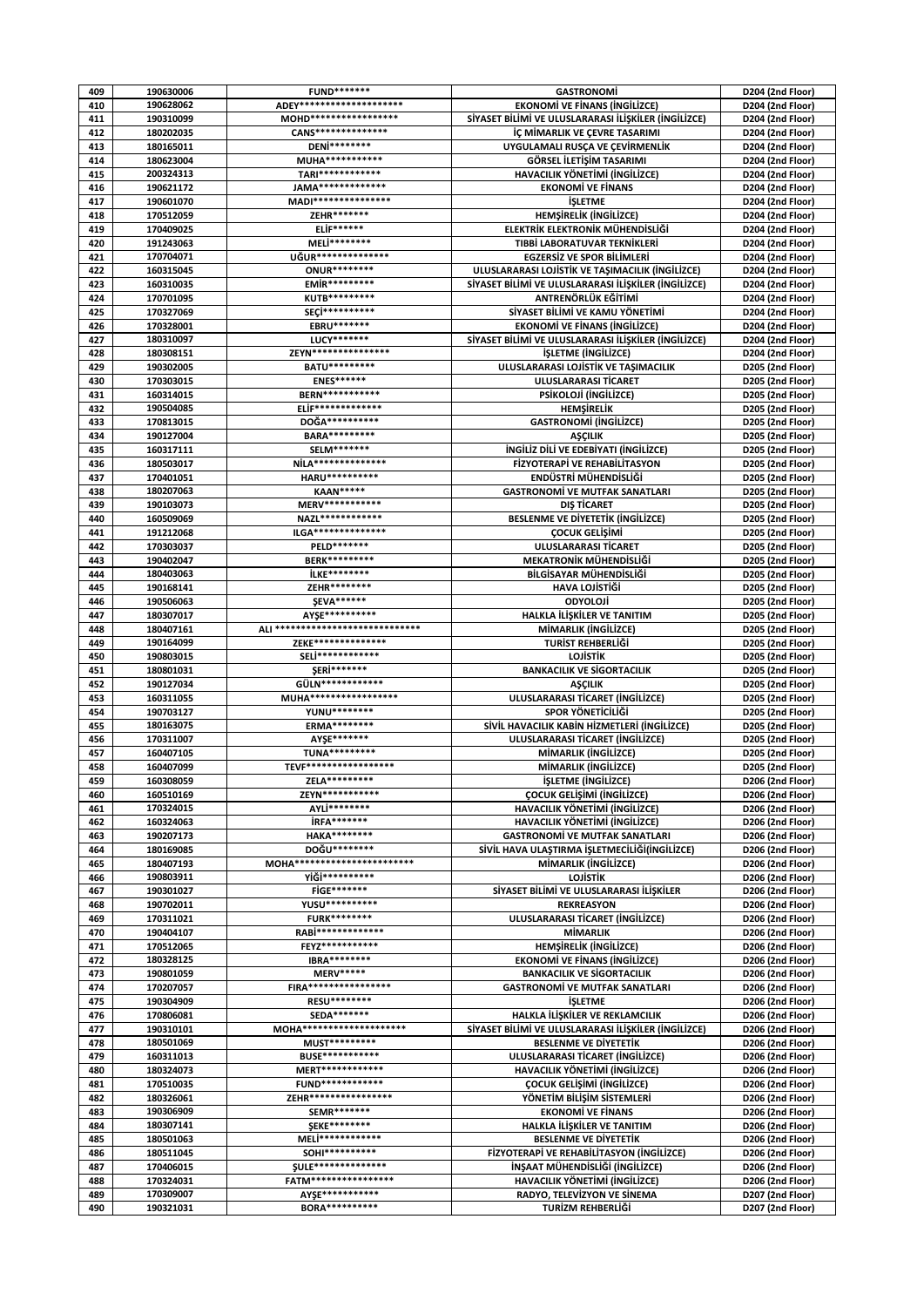| 409 | 190630006 | FUND******* | GASTRONOMİ | D204 (2nd Floor) |
|---|---|---|---|---|
| 410 | 190628062 | ADEY******************** | EKONOMİ VE FİNANS (İNGİLİZCE) | D204 (2nd Floor) |
| 411 | 190310099 | MOHD****************** | SİYASET BİLİMİ VE ULUSLARARASI İLİŞKİLER (İNGİLİZCE) | D204 (2nd Floor) |
| 412 | 180202035 | CANS*************** | İÇ MİMARLIK VE ÇEVRE TASARIMI | D204 (2nd Floor) |
| 413 | 180165011 | DENİ******** | UYGULAMALI RUSÇA VE ÇEVİRMENLİK | D204 (2nd Floor) |
| 414 | 180623004 | MUHA************ | GÖRSEL İLETİŞİM TASARIMI | D204 (2nd Floor) |
| 415 | 200324313 | TARI************ | HAVACILIK YÖNETİMİ (İNGİLİZCE) | D204 (2nd Floor) |
| 416 | 190621172 | JAMA************** | EKONOMİ VE FİNANS | D204 (2nd Floor) |
| 417 | 190601070 | MADI**************** | İŞLETME | D204 (2nd Floor) |
| 418 | 170512059 | ZEHR******* | HEMŞİRELİK (İNGİLİZCE) | D204 (2nd Floor) |
| 419 | 170409025 | ELİF****** | ELEKTRİK ELEKTRONİK MÜHENDİSLİĞİ | D204 (2nd Floor) |
| 420 | 191243063 | MELİ******** | TIBBİ LABORATUVAR TEKNİKLERİ | D204 (2nd Floor) |
| 421 | 170704071 | UĞUR*************** | EGZERSİZ VE SPOR BİLİMLERİ | D204 (2nd Floor) |
| 422 | 160315045 | ONUR******** | ULUSLARARASI LOJİSTİK VE TAŞIMACILIK (İNGİLİZCE) | D204 (2nd Floor) |
| 423 | 160310035 | EMİR********* | SİYASET BİLİMİ VE ULUSLARARASI İLİŞKİLER (İNGİLİZCE) | D204 (2nd Floor) |
| 424 | 170701095 | KUTB********* | ANTRENÖRLÜK EĞİTİMİ | D204 (2nd Floor) |
| 425 | 170327069 | SEÇİ********** | SİYASET BİLİMİ VE KAMU YÖNETİMİ | D204 (2nd Floor) |
| 426 | 170328001 | EBRU******* | EKONOMİ VE FİNANS (İNGİLİZCE) | D204 (2nd Floor) |
| 427 | 180310097 | LUCY******* | SİYASET BİLİMİ VE ULUSLARARASI İLİŞKİLER (İNGİLİZCE) | D204 (2nd Floor) |
| 428 | 180308151 | ZEYN**************** | İŞLETME (İNGİLİZCE) | D204 (2nd Floor) |
| 429 | 190302005 | BATU********* | ULUSLARARASI LOJİSTİK VE TAŞIMACILIK | D205 (2nd Floor) |
| 430 | 170303015 | ENES****** | ULUSLARARASI TİCARET | D205 (2nd Floor) |
| 431 | 160314015 | BERN*********** | PSİKOLOJİ (İNGİLİZCE) | D205 (2nd Floor) |
| 432 | 190504085 | ELİF************** | HEMŞİRELİK | D205 (2nd Floor) |
| 433 | 170813015 | DOĞA********** | GASTRONOMİ (İNGİLİZCE) | D205 (2nd Floor) |
| 434 | 190127004 | BARA********* | AŞÇILIK | D205 (2nd Floor) |
| 435 | 160317111 | SELM******* | İNGİLİZ DİLİ VE EDEBİYATI (İNGİLİZCE) | D205 (2nd Floor) |
| 436 | 180503017 | NİLA*************** | FİZYOTERAPİ VE REHABİLİTASYON | D205 (2nd Floor) |
| 437 | 170401051 | HARU********** | ENDÜSTRİ MÜHENDİSLİĞİ | D205 (2nd Floor) |
| 438 | 180207063 | KAAN***** | GASTRONOMİ VE MUTFAK SANATLARI | D205 (2nd Floor) |
| 439 | 190103073 | MERV*********** | DIŞ TİCARET | D205 (2nd Floor) |
| 440 | 160509069 | NAZL************ | BESLENME VE DİYETETİK (İNGİLİZCE) | D205 (2nd Floor) |
| 441 | 191212068 | ILGA*************** | ÇOCUK GELİŞİMİ | D205 (2nd Floor) |
| 442 | 170303037 | PELD******* | ULUSLARARASI TİCARET | D205 (2nd Floor) |
| 443 | 190402047 | BERK********* | MEKATRONİK MÜHENDİSLİĞİ | D205 (2nd Floor) |
| 444 | 180403063 | İLKE******** | BİLGİSAYAR MÜHENDİSLİĞİ | D205 (2nd Floor) |
| 445 | 190168141 | ZEHR******** | HAVA LOJİSTİĞİ | D205 (2nd Floor) |
| 446 | 190506063 | ŞEVA****** | ODYOLOJİ | D205 (2nd Floor) |
| 447 | 180307017 | AYŞE********** | HALKLA İLİŞKİLER VE TANITIM | D205 (2nd Floor) |
| 448 | 180407161 | ALI ****************************** | MİMARLIK (İNGİLİZCE) | D205 (2nd Floor) |
| 449 | 190164099 | ZEKE*************** | TURİST REHBERLİĞİ | D205 (2nd Floor) |
| 450 | 190803015 | SELİ************ | LOJİSTİK | D205 (2nd Floor) |
| 451 | 180801031 | ŞERİ******* | BANKACILIK VE SİGORTACILIK | D205 (2nd Floor) |
| 452 | 190127034 | GÜLN************ | AŞÇILIK | D205 (2nd Floor) |
| 453 | 160311055 | MUHA***************** | ULUSLARARASI TİCARET (İNGİLİZCE) | D205 (2nd Floor) |
| 454 | 190703127 | YUNU******** | SPOR YÖNETİCİLİĞİ | D205 (2nd Floor) |
| 455 | 180163075 | ERMA******** | SİVİL HAVACILIK KABİN HİZMETLERİ (İNGİLİZCE) | D205 (2nd Floor) |
| 456 | 170311007 | AYŞE******* | ULUSLARARASI TİCARET (İNGİLİZCE) | D205 (2nd Floor) |
| 457 | 160407105 | TUNA********* | MİMARLIK (İNGİLİZCE) | D205 (2nd Floor) |
| 458 | 160407099 | TEVF***************** | MİMARLIK (İNGİLİZCE) | D205 (2nd Floor) |
| 459 | 160308059 | ZELA********* | İŞLETME (İNGİLİZCE) | D206 (2nd Floor) |
| 460 | 160510169 | ZEYN*********** | ÇOCUK GELİŞİMİ (İNGİLİZCE) | D206 (2nd Floor) |
| 461 | 170324015 | AYLİ******** | HAVACILIK YÖNETİMİ (İNGİLİZCE) | D206 (2nd Floor) |
| 462 | 160324063 | İRFA******* | HAVACILIK YÖNETİMİ (İNGİLİZCE) | D206 (2nd Floor) |
| 463 | 190207173 | HAKA******** | GASTRONOMİ VE MUTFAK SANATLARI | D206 (2nd Floor) |
| 464 | 180169085 | DOĞU******** | SİVİL HAVA ULAŞTIRMA İŞLETMECİLİĞİ(İNGİLİZCE) | D206 (2nd Floor) |
| 465 | 180407193 | MOHA*********************** | MİMARLIK (İNGİLİZCE) | D206 (2nd Floor) |
| 466 | 190803911 | YİĞİ********* | LOJİSTİK | D206 (2nd Floor) |
| 467 | 190301027 | FİGE******* | SİYASET BİLİMİ VE ULUSLARARASI İLİŞKİLER | D206 (2nd Floor) |
| 468 | 190702011 | YUSU********** | REKREASYON | D206 (2nd Floor) |
| 469 | 170311021 | FURK******** | ULUSLARARASI TİCARET (İNGİLİZCE) | D206 (2nd Floor) |
| 470 | 190404107 | RABİ************* | MİMARLIK | D206 (2nd Floor) |
| 471 | 170512065 | FEYZ*********** | HEMŞİRELİK (İNGİLİZCE) | D206 (2nd Floor) |
| 472 | 180328125 | IBRA******** | EKONOMİ VE FİNANS (İNGİLİZCE) | D206 (2nd Floor) |
| 473 | 190801059 | MERV***** | BANKACILIK VE SİGORTACILIK | D206 (2nd Floor) |
| 474 | 170207057 | FIRA***************** | GASTRONOMİ VE MUTFAK SANATLARI | D206 (2nd Floor) |
| 475 | 190304909 | RESU******** | İŞLETME | D206 (2nd Floor) |
| 476 | 170806081 | SEDA******* | HALKLA İLİŞKİLER VE REKLAMCILIK | D206 (2nd Floor) |
| 477 | 190310101 | MOHA******************** | SİYASET BİLİMİ VE ULUSLARARASI İLİŞKİLER (İNGİLİZCE) | D206 (2nd Floor) |
| 478 | 180501069 | MUST********* | BESLENME VE DİYETETİK | D206 (2nd Floor) |
| 479 | 160311013 | BUSE*********** | ULUSLARARASI TİCARET (İNGİLİZCE) | D206 (2nd Floor) |
| 480 | 180324073 | MERT************* | HAVACILIK YÖNETİMİ (İNGİLİZCE) | D206 (2nd Floor) |
| 481 | 170510035 | FUND************ | ÇOCUK GELİŞİMİ (İNGİLİZCE) | D206 (2nd Floor) |
| 482 | 180326061 | ZEHR**************** | YÖNETİM BİLİŞİM SİSTEMLERİ | D206 (2nd Floor) |
| 483 | 190306909 | SEMR******* | EKONOMİ VE FİNANS | D206 (2nd Floor) |
| 484 | 180307141 | ŞEKE******** | HALKLA İLİŞKİLER VE TANITIM | D206 (2nd Floor) |
| 485 | 180501063 | MELİ************ | BESLENME VE DİYETETİK | D206 (2nd Floor) |
| 486 | 180511045 | SOHI********** | FİZYOTERAPİ VE REHABİLİTASYON (İNGİLİZCE) | D206 (2nd Floor) |
| 487 | 170406015 | ŞULE*************** | İNŞAAT MÜHENDİSLİĞİ (İNGİLİZCE) | D206 (2nd Floor) |
| 488 | 170324031 | FATM***************** | HAVACILIK YÖNETİMİ (İNGİLİZCE) | D206 (2nd Floor) |
| 489 | 170309007 | AYŞE*********** | RADYO, TELEVİZYON VE SİNEMA | D207 (2nd Floor) |
| 490 | 190321031 | BORA********** | TURİZM REHBERLİĞİ | D207 (2nd Floor) |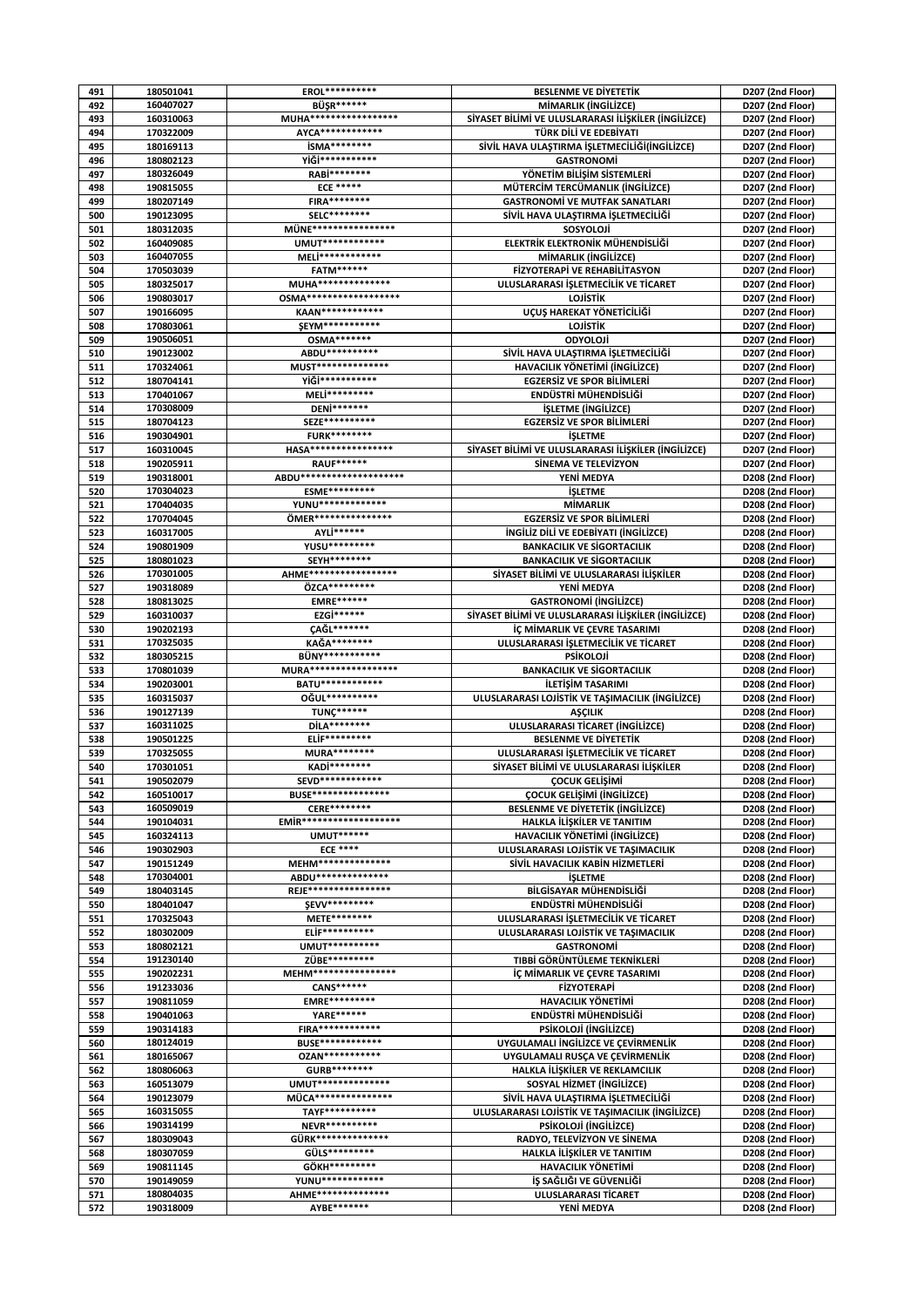| 491 | 180501041 | EROL********** | BESLENME VE DİYETETİK | D207 (2nd Floor) |
|---|---|---|---|---|
| 492 | 160407027 | BÜŞR****** | MİMARLIK (İNGİLİZCE) | D207 (2nd Floor) |
| 493 | 160310063 | MUHA***************** | SİYASET BİLİMİ VE ULUSLARARASI İLİŞKİLER (İNGİLİZCE) | D207 (2nd Floor) |
| 494 | 170322009 | AYCA************ | TÜRK DİLİ VE EDEBİYATI | D207 (2nd Floor) |
| 495 | 180169113 | İSMA******** | SİVİL HAVA ULAŞTIRMA İŞLETMECİLİĞİ(İNGİLİZCE) | D207 (2nd Floor) |
| 496 | 180802123 | YİĞİ*********** | GASTRONOMİ | D207 (2nd Floor) |
| 497 | 180326049 | RABİ******** | YÖNETİM BİLİŞİM SİSTEMLERİ | D207 (2nd Floor) |
| 498 | 190815055 | ECE ***** | MÜTERCİM TERCÜMANLIK (İNGİLİZCE) | D207 (2nd Floor) |
| 499 | 180207149 | FIRA******** | GASTRONOMİ VE MUTFAK SANATLARI | D207 (2nd Floor) |
| 500 | 190123095 | SELC******** | SİVİL HAVA ULAŞTIRMA İŞLETMECİLİĞİ | D207 (2nd Floor) |
| 501 | 180312035 | MÜNE**************** | SOSYOLOJİ | D207 (2nd Floor) |
| 502 | 160409085 | UMUT************ | ELEKTRİK ELEKTRONİK MÜHENDİSLİĞİ | D207 (2nd Floor) |
| 503 | 160407055 | MELİ************ | MİMARLIK (İNGİLİZCE) | D207 (2nd Floor) |
| 504 | 170503039 | FATM****** | FİZYOTERAPİ VE REHABİLİTASYON | D207 (2nd Floor) |
| 505 | 180325017 | MUHA************** | ULUSLARARASI İŞLETMECİLİK VE TİCARET | D207 (2nd Floor) |
| 506 | 190803017 | OSMA****************** | LOJİSTİK | D207 (2nd Floor) |
| 507 | 190166095 | KAAN************ | UÇUŞ HAREKAT YÖNETİCİLİĞİ | D207 (2nd Floor) |
| 508 | 170803061 | ŞEYM*********** | LOJİSTİK | D207 (2nd Floor) |
| 509 | 190506051 | OSMA******* | ODYOLOJİ | D207 (2nd Floor) |
| 510 | 190123002 | ABDU********** | SİVİL HAVA ULAŞTIRMA İŞLETMECİLİĞİ | D207 (2nd Floor) |
| 511 | 170324061 | MUST************** | HAVACILIK YÖNETİMİ (İNGİLİZCE) | D207 (2nd Floor) |
| 512 | 180704141 | YİĞİ*********** | EGZERSİZ VE SPOR BİLİMLERİ | D207 (2nd Floor) |
| 513 | 170401067 | MELİ********* | ENDÜSTRİ MÜHENDİSLİĞİ | D207 (2nd Floor) |
| 514 | 170308009 | DENİ******* | İŞLETME (İNGİLİZCE) | D207 (2nd Floor) |
| 515 | 180704123 | SEZE********** | EGZERSİZ VE SPOR BİLİMLERİ | D207 (2nd Floor) |
| 516 | 190304901 | FURK******** | İŞLETME | D207 (2nd Floor) |
| 517 | 160310045 | HASA**************** | SİYASET BİLİMİ VE ULUSLARARASI İLİŞKİLER (İNGİLİZCE) | D207 (2nd Floor) |
| 518 | 190205911 | RAUF****** | SİNEMA VE TELEVİZYON | D207 (2nd Floor) |
| 519 | 190318001 | ABDU********************* | YENİ MEDYA | D208 (2nd Floor) |
| 520 | 170304023 | ESME********* | İŞLETME | D208 (2nd Floor) |
| 521 | 170404035 | YUNU************* | MİMARLIK | D208 (2nd Floor) |
| 522 | 170704045 | ÖMER*************** | EGZERSİZ VE SPOR BİLİMLERİ | D208 (2nd Floor) |
| 523 | 160317005 | AYLİ****** | İNGİLİZ DİLİ VE EDEBİYATI (İNGİLİZCE) | D208 (2nd Floor) |
| 524 | 190801909 | YUSU********* | BANKACILIK VE SİGORTACILIK | D208 (2nd Floor) |
| 525 | 180801023 | SEYH******** | BANKACILIK VE SİGORTACILIK | D208 (2nd Floor) |
| 526 | 170301005 | AHME***************** | SİYASET BİLİMİ VE ULUSLARARASI İLİŞKİLER | D208 (2nd Floor) |
| 527 | 190318089 | ÖZCA********* | YENİ MEDYA | D208 (2nd Floor) |
| 528 | 180813025 | EMRE****** | GASTRONOMİ (İNGİLİZCE) | D208 (2nd Floor) |
| 529 | 160310037 | EZGİ****** | SİYASET BİLİMİ VE ULUSLARARASI İLİŞKİLER (İNGİLİZCE) | D208 (2nd Floor) |
| 530 | 190202193 | ÇAĞL******* | İÇ MİMARLIK VE ÇEVRE TASARIMI | D208 (2nd Floor) |
| 531 | 170325035 | KAĞA******** | ULUSLARARASI İŞLETMECİLİK VE TİCARET | D208 (2nd Floor) |
| 532 | 180305215 | BÜNY*********** | PSİKOLOJİ | D208 (2nd Floor) |
| 533 | 170801039 | MURA***************** | BANKACILIK VE SİGORTACILIK | D208 (2nd Floor) |
| 534 | 190203001 | BATU************ | İLETİŞİM TASARIMI | D208 (2nd Floor) |
| 535 | 160315037 | OĞUL********** | ULUSLARARASI LOJİSTİK VE TAŞIMACILIK (İNGİLİZCE) | D208 (2nd Floor) |
| 536 | 190127139 | TUNÇ****** | AŞÇILIK | D208 (2nd Floor) |
| 537 | 160311025 | DİLA******** | ULUSLARARASI TİCARET (İNGİLİZCE) | D208 (2nd Floor) |
| 538 | 190501225 | ELİF********* | BESLENME VE DİYETETİK | D208 (2nd Floor) |
| 539 | 170325055 | MURA******** | ULUSLARARASI İŞLETMECİLİK VE TİCARET | D208 (2nd Floor) |
| 540 | 170301051 | KADİ******** | SİYASET BİLİMİ VE ULUSLARARASI İLİŞKİLER | D208 (2nd Floor) |
| 541 | 190502079 | SEVD************ | ÇOCUK GELİŞİMİ | D208 (2nd Floor) |
| 542 | 160510017 | BUSE*************** | ÇOCUK GELİŞİMİ (İNGİLİZCE) | D208 (2nd Floor) |
| 543 | 160509019 | CERE******** | BESLENME VE DİYETETİK (İNGİLİZCE) | D208 (2nd Floor) |
| 544 | 190104031 | EMİR******************* | HALKLA İLİŞKİLER VE TANITIM | D208 (2nd Floor) |
| 545 | 160324113 | UMUT****** | HAVACILIK YÖNETİMİ (İNGİLİZCE) | D208 (2nd Floor) |
| 546 | 190302903 | ECE **** | ULUSLARARASI LOJİSTİK VE TAŞIMACILIK | D208 (2nd Floor) |
| 547 | 190151249 | MEHM************** | SİVİL HAVACILIK KABİN HİZMETLERİ | D208 (2nd Floor) |
| 548 | 170304001 | ABDU************** | İŞLETME | D208 (2nd Floor) |
| 549 | 180403145 | REJE**************** | BİLGİSAYAR MÜHENDİSLİĞİ | D208 (2nd Floor) |
| 550 | 180401047 | ŞEVV********* | ENDÜSTRİ MÜHENDİSLİĞİ | D208 (2nd Floor) |
| 551 | 170325043 | METE******** | ULUSLARARASI İŞLETMECİLİK VE TİCARET | D208 (2nd Floor) |
| 552 | 180302009 | ELİF********** | ULUSLARARASI LOJİSTİK VE TAŞIMACILIK | D208 (2nd Floor) |
| 553 | 180802121 | UMUT********** | GASTRONOMİ | D208 (2nd Floor) |
| 554 | 191230140 | ZÜBE********* | TIBBİ GÖRÜNTÜLEME TEKNİKLERİ | D208 (2nd Floor) |
| 555 | 190202231 | MEHM**************** | İÇ MİMARLIK VE ÇEVRE TASARIMI | D208 (2nd Floor) |
| 556 | 191233036 | CANS****** | FİZYOTERAPİ | D208 (2nd Floor) |
| 557 | 190811059 | EMRE********* | HAVACILIK YÖNETİMİ | D208 (2nd Floor) |
| 558 | 190401063 | YARE****** | ENDÜSTRİ MÜHENDİSLİĞİ | D208 (2nd Floor) |
| 559 | 190314183 | FIRA************ | PSİKOLOJİ (İNGİLİZCE) | D208 (2nd Floor) |
| 560 | 180124019 | BUSE************ | UYGULAMALI İNGİLİZCE VE ÇEVİRMENLİK | D208 (2nd Floor) |
| 561 | 180165067 | OZAN*********** | UYGULAMALI RUSÇA VE ÇEVİRMENLİK | D208 (2nd Floor) |
| 562 | 180806063 | GURB******** | HALKLA İLİŞKİLER VE REKLAMCILIK | D208 (2nd Floor) |
| 563 | 160513079 | UMUT************** | SOSYAL HİZMET (İNGİLİZCE) | D208 (2nd Floor) |
| 564 | 190123079 | MÜCA*************** | SİVİL HAVA ULAŞTIRMA İŞLETMECİLİĞİ | D208 (2nd Floor) |
| 565 | 160315055 | TAYF********** | ULUSLARARASI LOJİSTİK VE TAŞIMACILIK (İNGİLİZCE) | D208 (2nd Floor) |
| 566 | 190314199 | NEVR*********** | PSİKOLOJİ (İNGİLİZCE) | D208 (2nd Floor) |
| 567 | 180309043 | GÜRK************** | RADYO, TELEVİZYON VE SİNEMA | D208 (2nd Floor) |
| 568 | 180307059 | GÜLS********* | HALKLA İLİŞKİLER VE TANITIM | D208 (2nd Floor) |
| 569 | 190811145 | GÖKH********* | HAVACILIK YÖNETİMİ | D208 (2nd Floor) |
| 570 | 190149059 | YUNU************ | İŞ SAĞLIĞI VE GÜVENLİĞİ | D208 (2nd Floor) |
| 571 | 180804035 | AHME************** | ULUSLARARASI TİCARET | D208 (2nd Floor) |
| 572 | 190318009 | AYBE******* | YENİ MEDYA | D208 (2nd Floor) |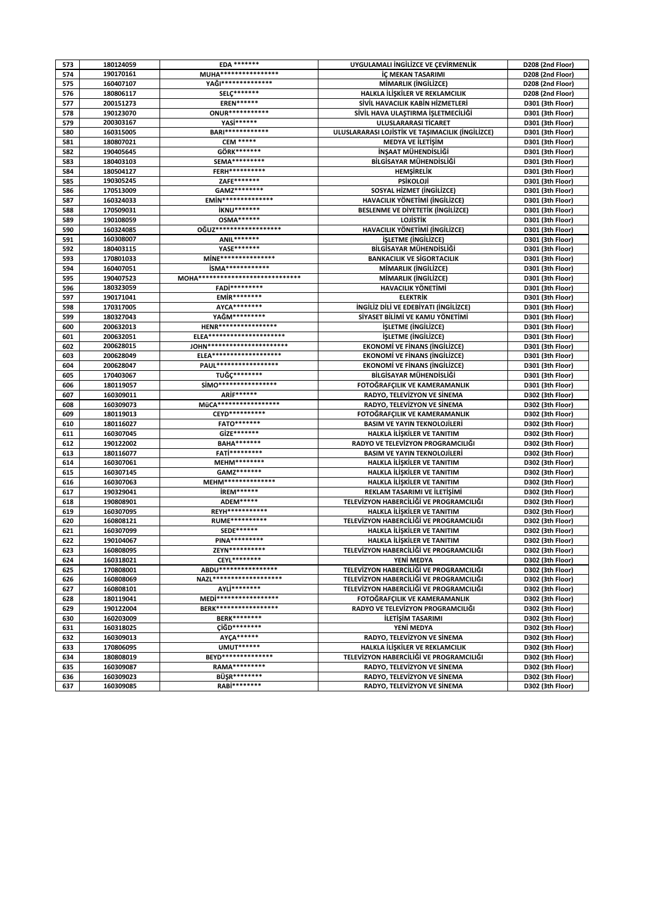| | | | | |
|---|---|---|---|---|
| 573 | 180124059 | EDA ******* | UYGULAMALI İNGİLİZCE VE ÇEVİRMENLİK | D208 (2nd Floor) |
| 574 | 190170161 | MUHA***************** | İÇ MEKAN TASARIMI | D208 (2nd Floor) |
| 575 | 160407107 | YAĞI*************** | MİMARLIK (İNGİLİZCE) | D208 (2nd Floor) |
| 576 | 180806117 | SELÇ******* | HALKLA İLİŞKİLER VE REKLAMCILIK | D208 (2nd Floor) |
| 577 | 200151273 | EREN****** | SİVİL HAVACILIK KABİN HİZMETLERİ | D301 (3th Floor) |
| 578 | 190123070 | ONUR*********** | SİVİL HAVA ULAŞTIRMA İŞLETMECİLİĞİ | D301 (3th Floor) |
| 579 | 200303167 | YASİ****** | ULUSLARARASI TİCARET | D301 (3th Floor) |
| 580 | 160315005 | BARI************ | ULUSLARARASI LOJİSTİK VE TAŞIMACILIK (İNGİLİZCE) | D301 (3th Floor) |
| 581 | 180807021 | CEM ***** | MEDYA VE İLETİŞİM | D301 (3th Floor) |
| 582 | 190405645 | GÖRK******* | İNŞAAT MÜHENDİSLİĞİ | D301 (3th Floor) |
| 583 | 180403103 | SEMA********* | BİLGİSAYAR MÜHENDİSLİĞİ | D301 (3th Floor) |
| 584 | 180504127 | FERH********** | HEMŞİRELİK | D301 (3th Floor) |
| 585 | 190305245 | ZAFE******* | PSİKOLOJİ | D301 (3th Floor) |
| 586 | 170513009 | GAMZ******** | SOSYAL HİZMET (İNGİLİZCE) | D301 (3th Floor) |
| 587 | 160324033 | EMİN************** | HAVACILIK YÖNETİMİ (İNGİLİZCE) | D301 (3th Floor) |
| 588 | 170509031 | İKNU******* | BESLENME VE DİYETETİK (İNGİLİZCE) | D301 (3th Floor) |
| 589 | 190108059 | OSMA****** | LOJİSTİK | D301 (3th Floor) |
| 590 | 160324085 | OĞUZ****************** | HAVACILIK YÖNETİMİ (İNGİLİZCE) | D301 (3th Floor) |
| 591 | 160308007 | ANIL******* | İŞLETME (İNGİLİZCE) | D301 (3th Floor) |
| 592 | 180403115 | YASE******* | BİLGİSAYAR MÜHENDİSLİĞİ | D301 (3th Floor) |
| 593 | 170801033 | MİNE*************** | BANKACILIK VE SİGORTACILIK | D301 (3th Floor) |
| 594 | 160407051 | İSMA************ | MİMARLIK (İNGİLİZCE) | D301 (3th Floor) |
| 595 | 190407523 | MOHA***************************** | MİMARLIK (İNGİLİZCE) | D301 (3th Floor) |
| 596 | 180323059 | FADİ********* | HAVACILIK YÖNETİMİ | D301 (3th Floor) |
| 597 | 190171041 | EMİR******** | ELEKTRİK | D301 (3th Floor) |
| 598 | 170317005 | AYCA******** | İNGİLİZ DİLİ VE EDEBİYATI (İNGİLİZCE) | D301 (3th Floor) |
| 599 | 180327043 | YAĞM********* | SİYASET BİLİMİ VE KAMU YÖNETİMİ | D301 (3th Floor) |
| 600 | 200632013 | HENR**************** | İŞLETME (İNGİLİZCE) | D301 (3th Floor) |
| 601 | 200632051 | ELEA********************** | İŞLETME (İNGİLİZCE) | D301 (3th Floor) |
| 602 | 200628015 | JOHN*********************** | EKONOMİ VE FİNANS (İNGİLİZCE) | D301 (3th Floor) |
| 603 | 200628049 | ELEA******************* | EKONOMİ VE FİNANS (İNGİLİZCE) | D301 (3th Floor) |
| 604 | 200628047 | PAUL***************** | EKONOMİ VE FİNANS (İNGİLİZCE) | D301 (3th Floor) |
| 605 | 170403067 | TUĞÇ******** | BİLGİSAYAR MÜHENDİSLİĞİ | D301 (3th Floor) |
| 606 | 180119057 | SİMO**************** | FOTOĞRAFÇILIK VE KAMERAMANLIK | D301 (3th Floor) |
| 607 | 160309011 | ARİF****** | RADYO, TELEVİZYON VE SİNEMA | D302 (3th Floor) |
| 608 | 160309073 | MüCA***************** | RADYO, TELEVİZYON VE SİNEMA | D302 (3th Floor) |
| 609 | 180119013 | CEYD********** | FOTOĞRAFÇILIK VE KAMERAMANLIK | D302 (3th Floor) |
| 610 | 180116027 | FATO******* | BASIM VE YAYIN TEKNOLOJİLERİ | D302 (3th Floor) |
| 611 | 160307045 | GİZE******* | HALKLA İLİŞKİLER VE TANITIM | D302 (3th Floor) |
| 612 | 190122002 | BAHA******* | RADYO VE TELEVİZYON PROGRAMCILIĞI | D302 (3th Floor) |
| 613 | 180116077 | FATİ********* | BASIM VE YAYIN TEKNOLOJİLERİ | D302 (3th Floor) |
| 614 | 160307061 | MEHM******** | HALKLA İLİŞKİLER VE TANITIM | D302 (3th Floor) |
| 615 | 160307145 | GAMZ******* | HALKLA İLİŞKİLER VE TANITIM | D302 (3th Floor) |
| 616 | 160307063 | MEHM************** | HALKLA İLİŞKİLER VE TANITIM | D302 (3th Floor) |
| 617 | 190329041 | İREM****** | REKLAM TASARIMI VE İLETİŞİMİ | D302 (3th Floor) |
| 618 | 190808901 | ADEM***** | TELEVİZYON HABERCİLİĞİ VE PROGRAMCILIĞI | D302 (3th Floor) |
| 619 | 160307095 | REYH*********** | HALKLA İLİŞKİLER VE TANITIM | D302 (3th Floor) |
| 620 | 160808121 | RUME********** | TELEVİZYON HABERCİLİĞİ VE PROGRAMCILIĞI | D302 (3th Floor) |
| 621 | 160307099 | SEDE****** | HALKLA İLİŞKİLER VE TANITIM | D302 (3th Floor) |
| 622 | 190104067 | PINA********* | HALKLA İLİŞKİLER VE TANITIM | D302 (3th Floor) |
| 623 | 160808095 | ZEYN********** | TELEVİZYON HABERCİLİĞİ VE PROGRAMCILIĞI | D302 (3th Floor) |
| 624 | 160318021 | CEYL******** | YENİ MEDYA | D302 (3th Floor) |
| 625 | 170808001 | ABDU**************** | TELEVİZYON HABERCİLİĞİ VE PROGRAMCILIĞI | D302 (3th Floor) |
| 626 | 160808069 | NAZL******************* | TELEVİZYON HABERCİLİĞİ VE PROGRAMCILIĞI | D302 (3th Floor) |
| 627 | 160808101 | AYLİ******** | TELEVİZYON HABERCİLİĞİ VE PROGRAMCILIĞI | D302 (3th Floor) |
| 628 | 180119041 | MEDİ***************** | FOTOĞRAFÇILIK VE KAMERAMANLIK | D302 (3th Floor) |
| 629 | 190122004 | BERK***************** | RADYO VE TELEVİZYON PROGRAMCILIĞI | D302 (3th Floor) |
| 630 | 160203009 | BERK******** | İLETİŞİM TASARIMI | D302 (3th Floor) |
| 631 | 160318025 | ÇİĞD******** | YENİ MEDYA | D302 (3th Floor) |
| 632 | 160309013 | AYÇA****** | RADYO, TELEVİZYON VE SİNEMA | D302 (3th Floor) |
| 633 | 170806095 | UMUT****** | HALKLA İLİŞKİLER VE REKLAMCILIK | D302 (3th Floor) |
| 634 | 180808019 | BEYD************** | TELEVİZYON HABERCİLİĞİ VE PROGRAMCILIĞI | D302 (3th Floor) |
| 635 | 160309087 | RAMA********* | RADYO, TELEVİZYON VE SİNEMA | D302 (3th Floor) |
| 636 | 160309023 | BÜŞR******** | RADYO, TELEVİZYON VE SİNEMA | D302 (3th Floor) |
| 637 | 160309085 | RABİ******** | RADYO, TELEVİZYON VE SİNEMA | D302 (3th Floor) |